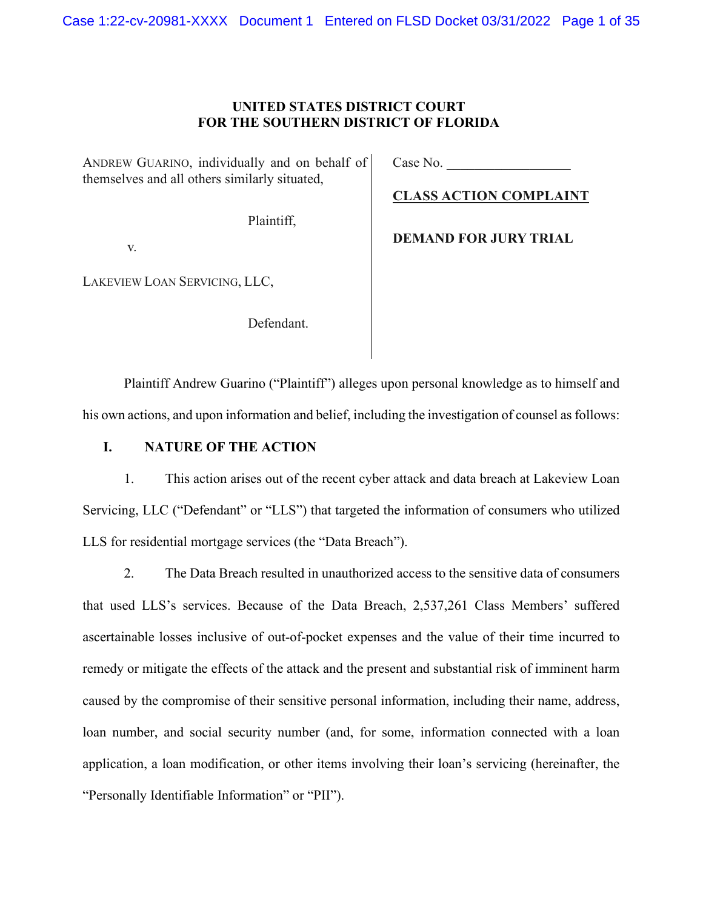**UNITED STATES DISTRICT COURT**
**FOR THE SOUTHERN DISTRICT OF FLORIDA**

ANDREW GUARINO, individually and on behalf of themselves and all others similarly situated,

Plaintiff,

v.

LAKEVIEW LOAN SERVICING, LLC,

Defendant.

Case No. __________________

**CLASS ACTION COMPLAINT**

**DEMAND FOR JURY TRIAL**

Plaintiff Andrew Guarino ("Plaintiff") alleges upon personal knowledge as to himself and his own actions, and upon information and belief, including the investigation of counsel as follows:

## I. NATURE OF THE ACTION

1. This action arises out of the recent cyber attack and data breach at Lakeview Loan Servicing, LLC ("Defendant" or "LLS") that targeted the information of consumers who utilized LLS for residential mortgage services (the "Data Breach").

2. The Data Breach resulted in unauthorized access to the sensitive data of consumers that used LLS's services. Because of the Data Breach, 2,537,261 Class Members' suffered ascertainable losses inclusive of out-of-pocket expenses and the value of their time incurred to remedy or mitigate the effects of the attack and the present and substantial risk of imminent harm caused by the compromise of their sensitive personal information, including their name, address, loan number, and social security number (and, for some, information connected with a loan application, a loan modification, or other items involving their loan's servicing (hereinafter, the "Personally Identifiable Information" or "PII").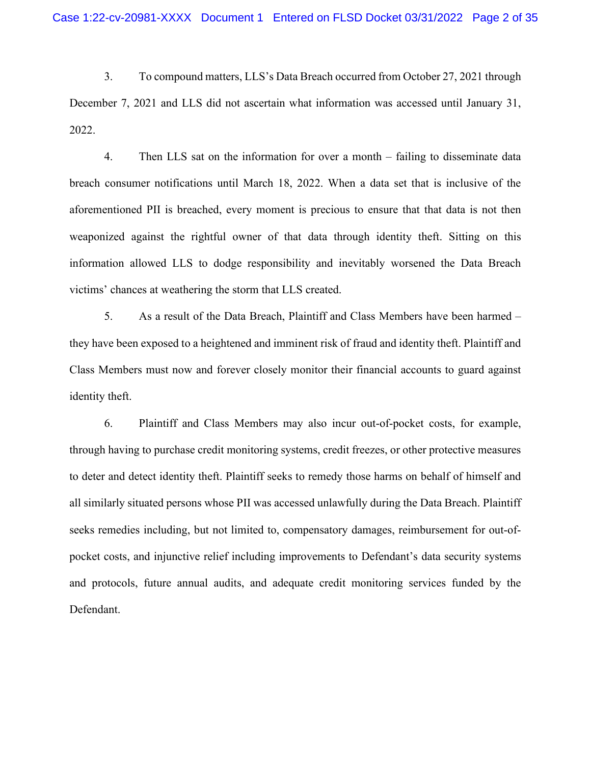3. To compound matters, LLS's Data Breach occurred from October 27, 2021 through December 7, 2021 and LLS did not ascertain what information was accessed until January 31, 2022.

4. Then LLS sat on the information for over a month – failing to disseminate data breach consumer notifications until March 18, 2022. When a data set that is inclusive of the aforementioned PII is breached, every moment is precious to ensure that that data is not then weaponized against the rightful owner of that data through identity theft. Sitting on this information allowed LLS to dodge responsibility and inevitably worsened the Data Breach victims' chances at weathering the storm that LLS created.

5. As a result of the Data Breach, Plaintiff and Class Members have been harmed – they have been exposed to a heightened and imminent risk of fraud and identity theft. Plaintiff and Class Members must now and forever closely monitor their financial accounts to guard against identity theft.

6. Plaintiff and Class Members may also incur out-of-pocket costs, for example, through having to purchase credit monitoring systems, credit freezes, or other protective measures to deter and detect identity theft. Plaintiff seeks to remedy those harms on behalf of himself and all similarly situated persons whose PII was accessed unlawfully during the Data Breach. Plaintiff seeks remedies including, but not limited to, compensatory damages, reimbursement for out-of-pocket costs, and injunctive relief including improvements to Defendant's data security systems and protocols, future annual audits, and adequate credit monitoring services funded by the Defendant.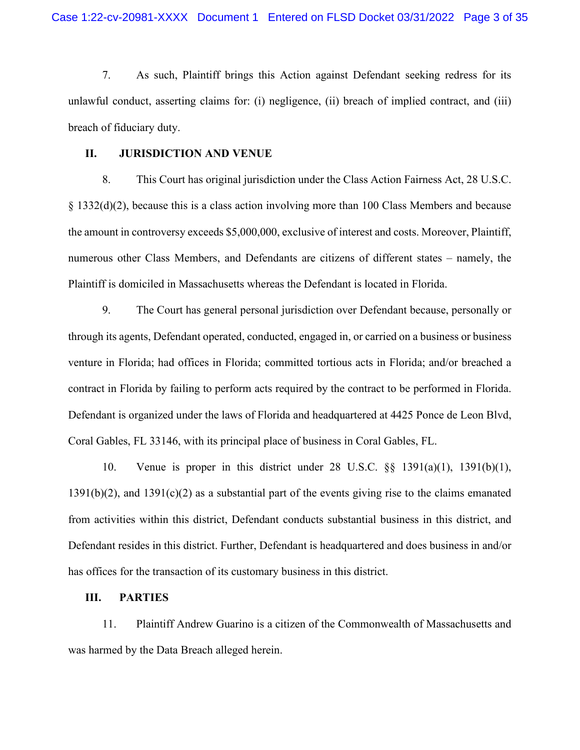7. As such, Plaintiff brings this Action against Defendant seeking redress for its unlawful conduct, asserting claims for: (i) negligence, (ii) breach of implied contract, and (iii) breach of fiduciary duty.

## II. JURISDICTION AND VENUE

8. This Court has original jurisdiction under the Class Action Fairness Act, 28 U.S.C. § 1332(d)(2), because this is a class action involving more than 100 Class Members and because the amount in controversy exceeds $5,000,000, exclusive of interest and costs. Moreover, Plaintiff, numerous other Class Members, and Defendants are citizens of different states – namely, the Plaintiff is domiciled in Massachusetts whereas the Defendant is located in Florida.

9. The Court has general personal jurisdiction over Defendant because, personally or through its agents, Defendant operated, conducted, engaged in, or carried on a business or business venture in Florida; had offices in Florida; committed tortious acts in Florida; and/or breached a contract in Florida by failing to perform acts required by the contract to be performed in Florida. Defendant is organized under the laws of Florida and headquartered at 4425 Ponce de Leon Blvd, Coral Gables, FL 33146, with its principal place of business in Coral Gables, FL.

10. Venue is proper in this district under 28 U.S.C. §§ 1391(a)(1), 1391(b)(1), 1391(b)(2), and 1391(c)(2) as a substantial part of the events giving rise to the claims emanated from activities within this district, Defendant conducts substantial business in this district, and Defendant resides in this district. Further, Defendant is headquartered and does business in and/or has offices for the transaction of its customary business in this district.

## III. PARTIES

11. Plaintiff Andrew Guarino is a citizen of the Commonwealth of Massachusetts and was harmed by the Data Breach alleged herein.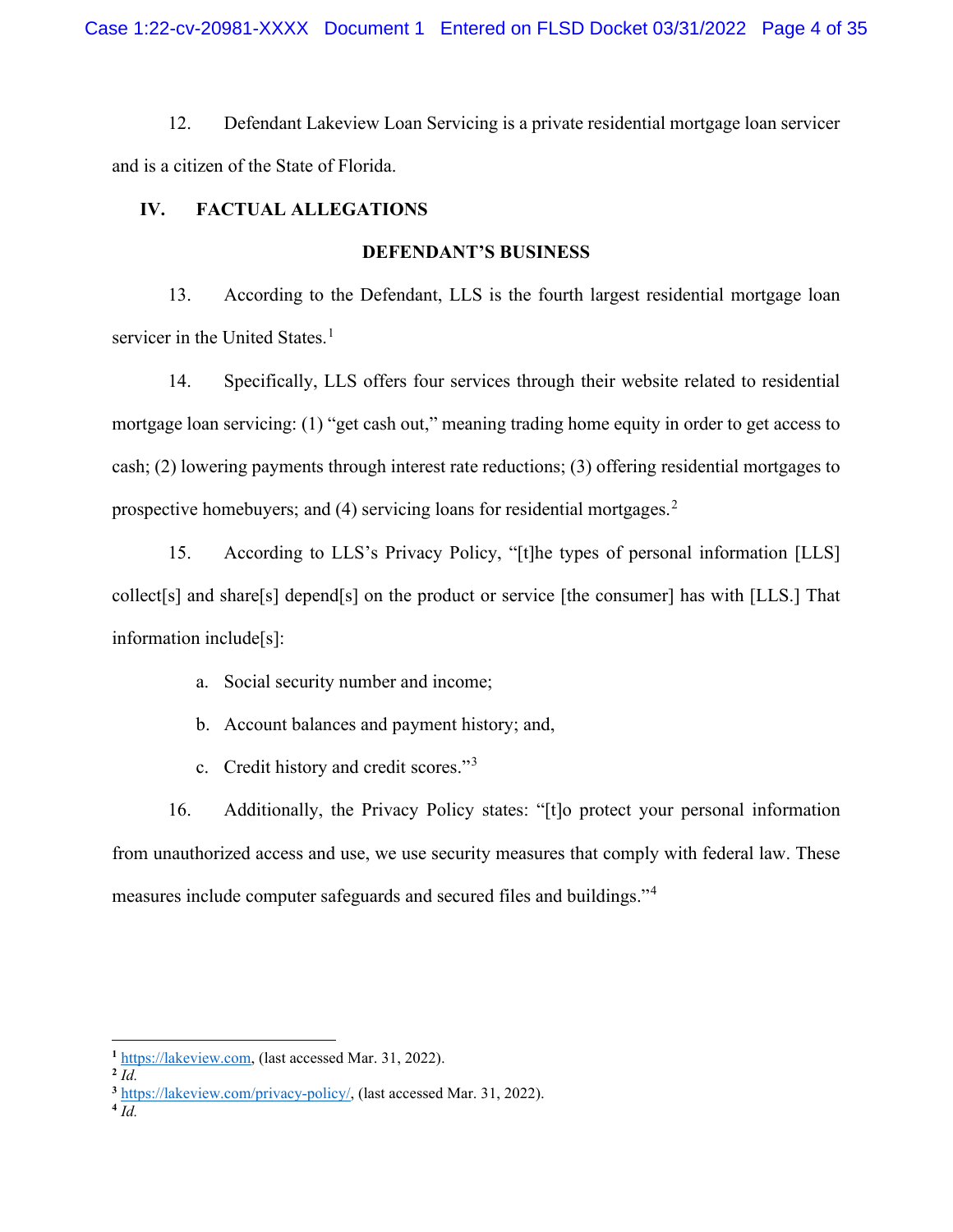12. Defendant Lakeview Loan Servicing is a private residential mortgage loan servicer and is a citizen of the State of Florida.

## IV. FACTUAL ALLEGATIONS

### DEFENDANT'S BUSINESS

13. According to the Defendant, LLS is the fourth largest residential mortgage loan servicer in the United States.[1]

14. Specifically, LLS offers four services through their website related to residential mortgage loan servicing: (1) "get cash out," meaning trading home equity in order to get access to cash; (2) lowering payments through interest rate reductions; (3) offering residential mortgages to prospective homebuyers; and (4) servicing loans for residential mortgages.[2]

15. According to LLS's Privacy Policy, "[t]he types of personal information [LLS] collect[s] and share[s] depend[s] on the product or service [the consumer] has with [LLS.] That information include[s]:

a. Social security number and income;

b. Account balances and payment history; and,

c. Credit history and credit scores."[3]

16. Additionally, the Privacy Policy states: "[t]o protect your personal information from unauthorized access and use, we use security measures that comply with federal law. These measures include computer safeguards and secured files and buildings."[4]

---

[1] https://lakeview.com, (last accessed Mar. 31, 2022).

[2] *Id.*

[3] https://lakeview.com/privacy-policy/, (last accessed Mar. 31, 2022).

[4] *Id.*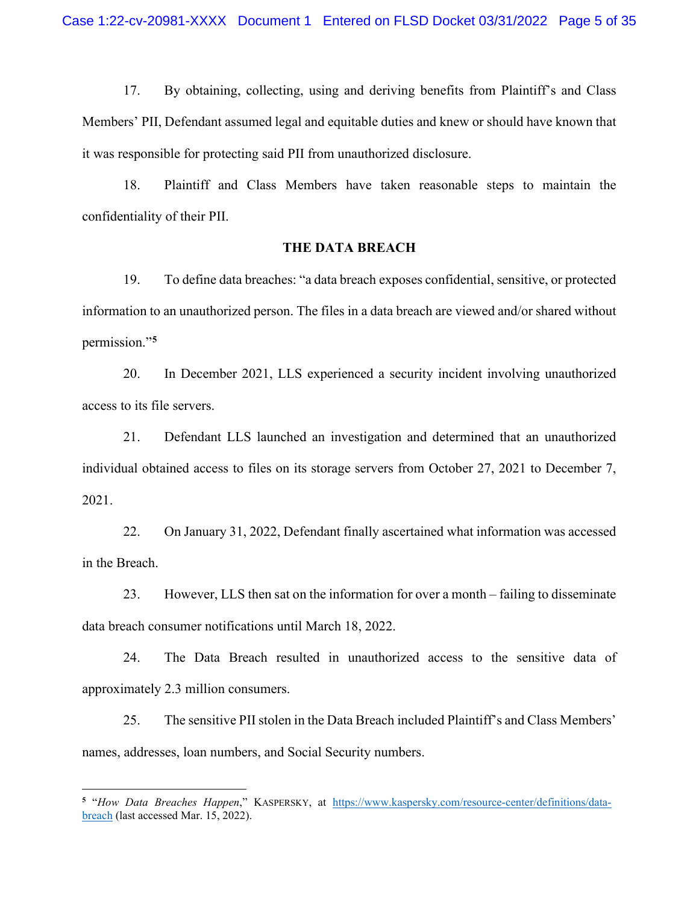17. By obtaining, collecting, using and deriving benefits from Plaintiff's and Class Members' PII, Defendant assumed legal and equitable duties and knew or should have known that it was responsible for protecting said PII from unauthorized disclosure.

18. Plaintiff and Class Members have taken reasonable steps to maintain the confidentiality of their PII.

**THE DATA BREACH**

19. To define data breaches: "a data breach exposes confidential, sensitive, or protected information to an unauthorized person. The files in a data breach are viewed and/or shared without permission."[5]

20. In December 2021, LLS experienced a security incident involving unauthorized access to its file servers.

21. Defendant LLS launched an investigation and determined that an unauthorized individual obtained access to files on its storage servers from October 27, 2021 to December 7, 2021.

22. On January 31, 2022, Defendant finally ascertained what information was accessed in the Breach.

23. However, LLS then sat on the information for over a month – failing to disseminate data breach consumer notifications until March 18, 2022.

24. The Data Breach resulted in unauthorized access to the sensitive data of approximately 2.3 million consumers.

25. The sensitive PII stolen in the Data Breach included Plaintiff's and Class Members' names, addresses, loan numbers, and Social Security numbers.

---

[5] "*How Data Breaches Happen*," KASPERSKY, at https://www.kaspersky.com/resource-center/definitions/data-breach (last accessed Mar. 15, 2022).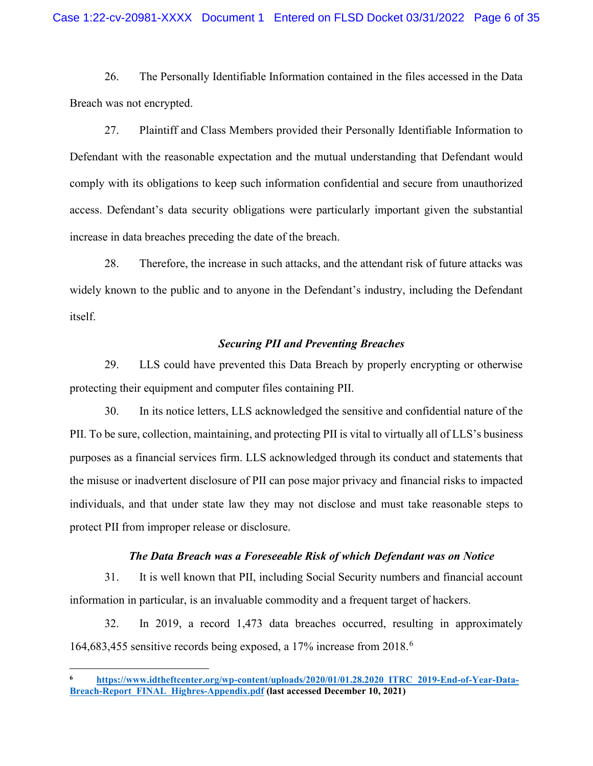26. The Personally Identifiable Information contained in the files accessed in the Data Breach was not encrypted.

27. Plaintiff and Class Members provided their Personally Identifiable Information to Defendant with the reasonable expectation and the mutual understanding that Defendant would comply with its obligations to keep such information confidential and secure from unauthorized access. Defendant's data security obligations were particularly important given the substantial increase in data breaches preceding the date of the breach.

28. Therefore, the increase in such attacks, and the attendant risk of future attacks was widely known to the public and to anyone in the Defendant's industry, including the Defendant itself.

### *Securing PII and Preventing Breaches*

29. LLS could have prevented this Data Breach by properly encrypting or otherwise protecting their equipment and computer files containing PII.

30. In its notice letters, LLS acknowledged the sensitive and confidential nature of the PII. To be sure, collection, maintaining, and protecting PII is vital to virtually all of LLS's business purposes as a financial services firm. LLS acknowledged through its conduct and statements that the misuse or inadvertent disclosure of PII can pose major privacy and financial risks to impacted individuals, and that under state law they may not disclose and must take reasonable steps to protect PII from improper release or disclosure.

### *The Data Breach was a Foreseeable Risk of which Defendant was on Notice*

31. It is well known that PII, including Social Security numbers and financial account information in particular, is an invaluable commodity and a frequent target of hackers.

32. In 2019, a record 1,473 data breaches occurred, resulting in approximately 164,683,455 sensitive records being exposed, a 17% increase from 2018.[6]

---

[6] **https://www.idtheftcenter.org/wp-content/uploads/2020/01/01.28.2020_ITRC_2019-End-of-Year-Data-Breach-Report_FINAL_Highres-Appendix.pdf (last accessed December 10, 2021)**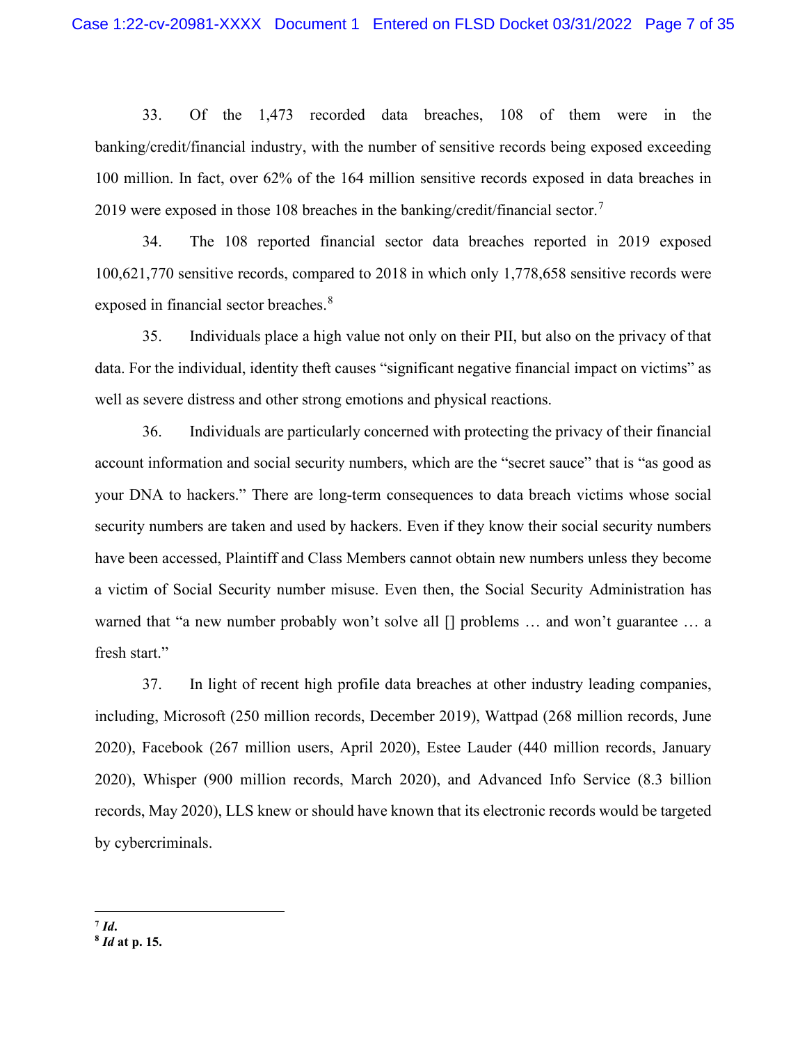33. Of the 1,473 recorded data breaches, 108 of them were in the banking/credit/financial industry, with the number of sensitive records being exposed exceeding 100 million. In fact, over 62% of the 164 million sensitive records exposed in data breaches in 2019 were exposed in those 108 breaches in the banking/credit/financial sector.[7]

34. The 108 reported financial sector data breaches reported in 2019 exposed 100,621,770 sensitive records, compared to 2018 in which only 1,778,658 sensitive records were exposed in financial sector breaches.[8]

35. Individuals place a high value not only on their PII, but also on the privacy of that data. For the individual, identity theft causes "significant negative financial impact on victims" as well as severe distress and other strong emotions and physical reactions.

36. Individuals are particularly concerned with protecting the privacy of their financial account information and social security numbers, which are the "secret sauce" that is "as good as your DNA to hackers." There are long-term consequences to data breach victims whose social security numbers are taken and used by hackers. Even if they know their social security numbers have been accessed, Plaintiff and Class Members cannot obtain new numbers unless they become a victim of Social Security number misuse. Even then, the Social Security Administration has warned that "a new number probably won't solve all [] problems … and won't guarantee … a fresh start."

37. In light of recent high profile data breaches at other industry leading companies, including, Microsoft (250 million records, December 2019), Wattpad (268 million records, June 2020), Facebook (267 million users, April 2020), Estee Lauder (440 million records, January 2020), Whisper (900 million records, March 2020), and Advanced Info Service (8.3 billion records, May 2020), LLS knew or should have known that its electronic records would be targeted by cybercriminals.

---

[7] ***Id*.**

[8] ***Id* at p. 15.**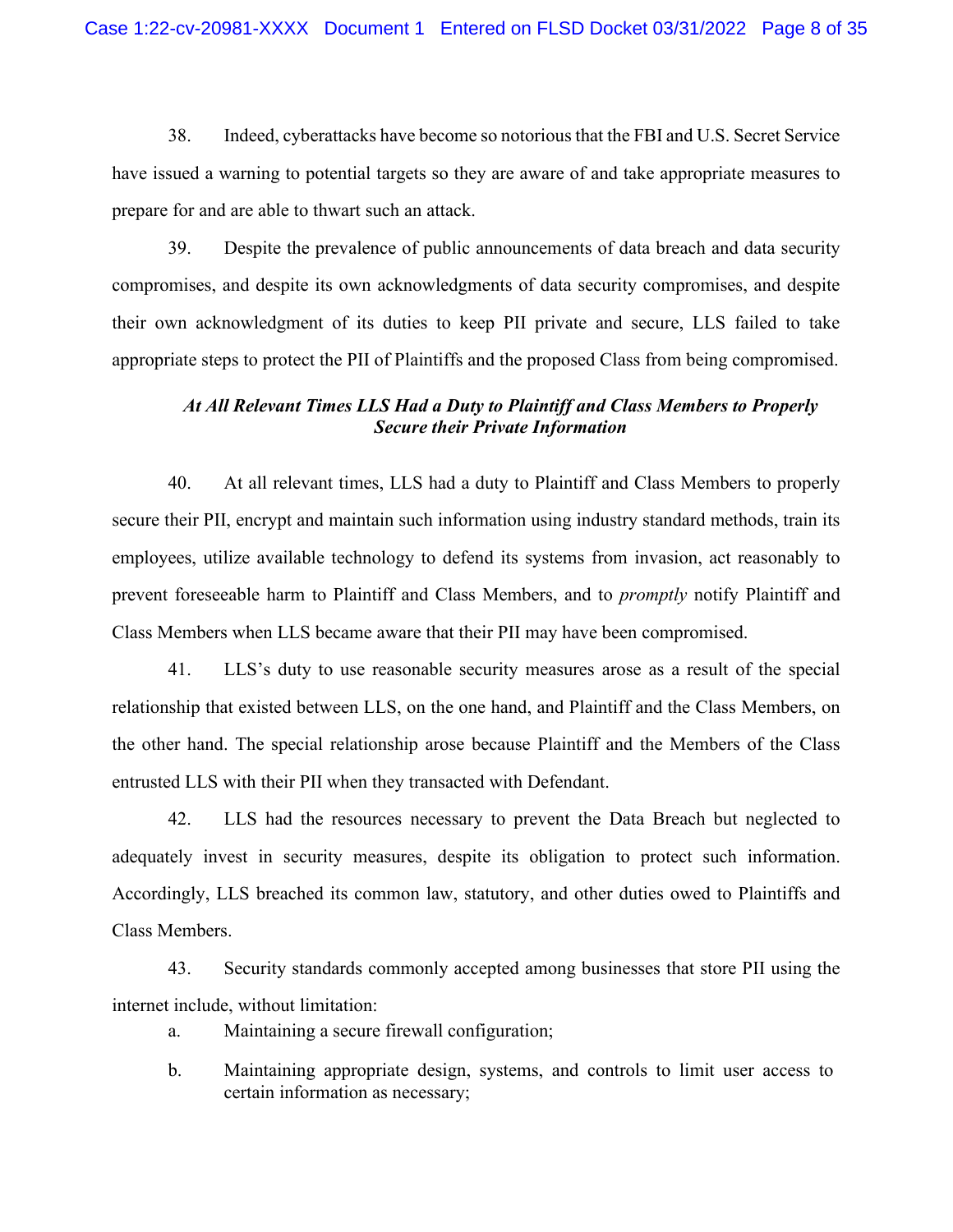38. Indeed, cyberattacks have become so notorious that the FBI and U.S. Secret Service have issued a warning to potential targets so they are aware of and take appropriate measures to prepare for and are able to thwart such an attack.

39. Despite the prevalence of public announcements of data breach and data security compromises, and despite its own acknowledgments of data security compromises, and despite their own acknowledgment of its duties to keep PII private and secure, LLS failed to take appropriate steps to protect the PII of Plaintiffs and the proposed Class from being compromised.

### *At All Relevant Times LLS Had a Duty to Plaintiff and Class Members to Properly Secure their Private Information*

40. At all relevant times, LLS had a duty to Plaintiff and Class Members to properly secure their PII, encrypt and maintain such information using industry standard methods, train its employees, utilize available technology to defend its systems from invasion, act reasonably to prevent foreseeable harm to Plaintiff and Class Members, and to *promptly* notify Plaintiff and Class Members when LLS became aware that their PII may have been compromised.

41. LLS's duty to use reasonable security measures arose as a result of the special relationship that existed between LLS, on the one hand, and Plaintiff and the Class Members, on the other hand. The special relationship arose because Plaintiff and the Members of the Class entrusted LLS with their PII when they transacted with Defendant.

42. LLS had the resources necessary to prevent the Data Breach but neglected to adequately invest in security measures, despite its obligation to protect such information. Accordingly, LLS breached its common law, statutory, and other duties owed to Plaintiffs and Class Members.

43. Security standards commonly accepted among businesses that store PII using the internet include, without limitation:

a. Maintaining a secure firewall configuration;

b. Maintaining appropriate design, systems, and controls to limit user access to certain information as necessary;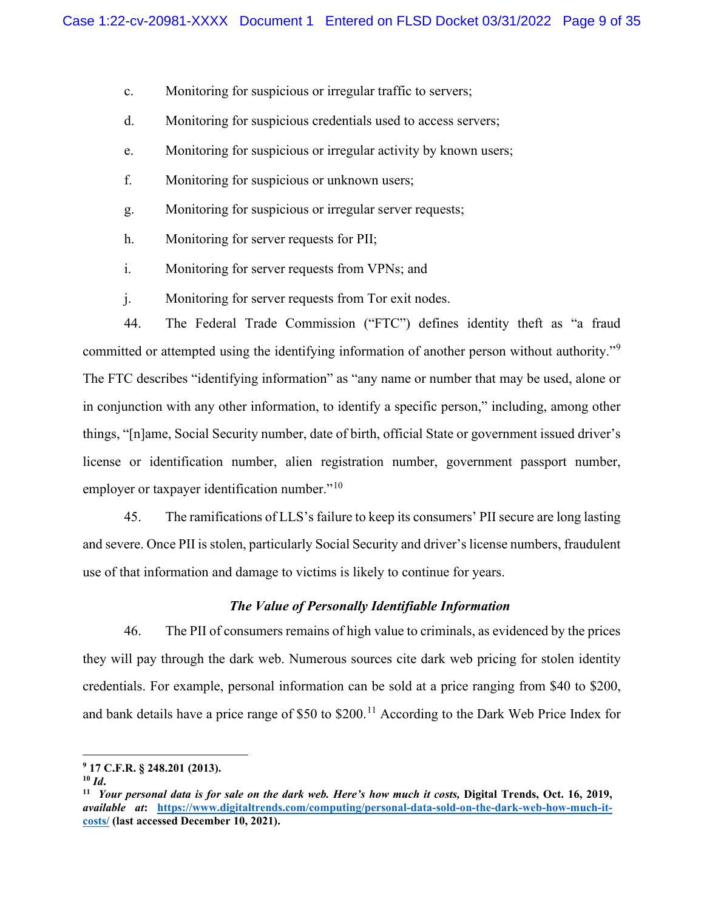c. Monitoring for suspicious or irregular traffic to servers;

d. Monitoring for suspicious credentials used to access servers;

e. Monitoring for suspicious or irregular activity by known users;

f. Monitoring for suspicious or unknown users;

g. Monitoring for suspicious or irregular server requests;

h. Monitoring for server requests for PII;

i. Monitoring for server requests from VPNs; and

j. Monitoring for server requests from Tor exit nodes.

44. The Federal Trade Commission ("FTC") defines identity theft as "a fraud committed or attempted using the identifying information of another person without authority."[9] The FTC describes "identifying information" as "any name or number that may be used, alone or in conjunction with any other information, to identify a specific person," including, among other things, "[n]ame, Social Security number, date of birth, official State or government issued driver's license or identification number, alien registration number, government passport number, employer or taxpayer identification number."[10]

45. The ramifications of LLS's failure to keep its consumers' PII secure are long lasting and severe. Once PII is stolen, particularly Social Security and driver's license numbers, fraudulent use of that information and damage to victims is likely to continue for years.

### *The Value of Personally Identifiable Information*

46. The PII of consumers remains of high value to criminals, as evidenced by the prices they will pay through the dark web. Numerous sources cite dark web pricing for stolen identity credentials. For example, personal information can be sold at a price ranging from $40 to $200, and bank details have a price range of $50 to $200.[11] According to the Dark Web Price Index for

---

**[9] 17 C.F.R. § 248.201 (2013).**

**[10] *Id.***

**[11] *Your personal data is for sale on the dark web. Here's how much it costs,* Digital Trends, Oct. 16, 2019, *available at*: https://www.digitaltrends.com/computing/personal-data-sold-on-the-dark-web-how-much-it-costs/ (last accessed December 10, 2021).**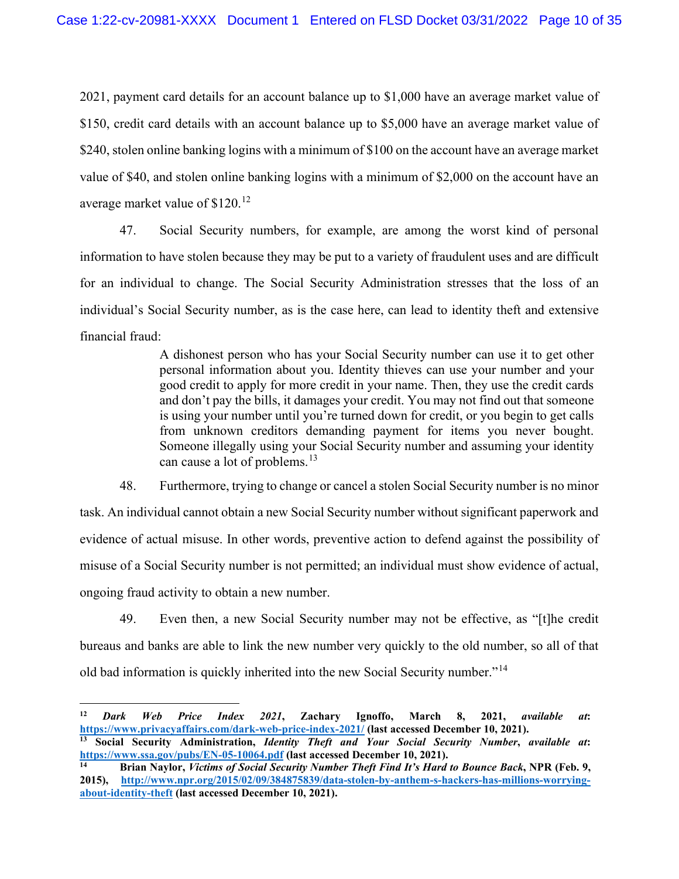2021, payment card details for an account balance up to $1,000 have an average market value of $150, credit card details with an account balance up to $5,000 have an average market value of $240, stolen online banking logins with a minimum of $100 on the account have an average market value of $40, and stolen online banking logins with a minimum of $2,000 on the account have an average market value of $120.[12]

47. Social Security numbers, for example, are among the worst kind of personal information to have stolen because they may be put to a variety of fraudulent uses and are difficult for an individual to change. The Social Security Administration stresses that the loss of an individual's Social Security number, as is the case here, can lead to identity theft and extensive financial fraud:

> A dishonest person who has your Social Security number can use it to get other personal information about you. Identity thieves can use your number and your good credit to apply for more credit in your name. Then, they use the credit cards and don't pay the bills, it damages your credit. You may not find out that someone is using your number until you're turned down for credit, or you begin to get calls from unknown creditors demanding payment for items you never bought. Someone illegally using your Social Security number and assuming your identity can cause a lot of problems.[13]

48. Furthermore, trying to change or cancel a stolen Social Security number is no minor task. An individual cannot obtain a new Social Security number without significant paperwork and evidence of actual misuse. In other words, preventive action to defend against the possibility of misuse of a Social Security number is not permitted; an individual must show evidence of actual, ongoing fraud activity to obtain a new number.

49. Even then, a new Social Security number may not be effective, as "[t]he credit bureaus and banks are able to link the new number very quickly to the old number, so all of that old bad information is quickly inherited into the new Social Security number."[14]

---

[12] ***Dark Web Price Index 2021*, Zachary Ignoffo, March 8, 2021, *available at*: https://www.privacyaffairs.com/dark-web-price-index-2021/ (last accessed December 10, 2021).**

[13] **Social Security Administration, *Identity Theft and Your Social Security Number*, *available at*: https://www.ssa.gov/pubs/EN-05-10064.pdf (last accessed December 10, 2021).**

[14] **Brian Naylor, *Victims of Social Security Number Theft Find It's Hard to Bounce Back*, NPR (Feb. 9, 2015), http://www.npr.org/2015/02/09/384875839/data-stolen-by-anthem-s-hackers-has-millions-worrying-about-identity-theft (last accessed December 10, 2021).**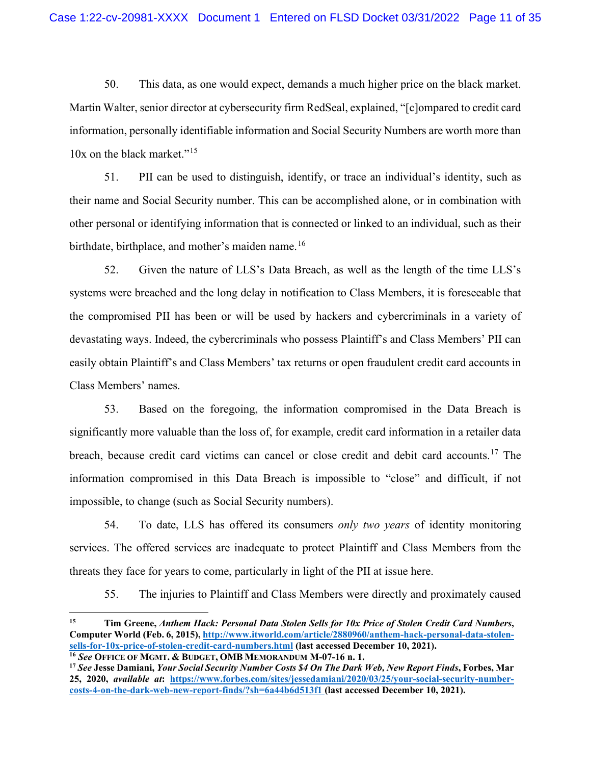50. This data, as one would expect, demands a much higher price on the black market. Martin Walter, senior director at cybersecurity firm RedSeal, explained, "[c]ompared to credit card information, personally identifiable information and Social Security Numbers are worth more than 10x on the black market."[15]

51. PII can be used to distinguish, identify, or trace an individual's identity, such as their name and Social Security number. This can be accomplished alone, or in combination with other personal or identifying information that is connected or linked to an individual, such as their birthdate, birthplace, and mother's maiden name.[16]

52. Given the nature of LLS's Data Breach, as well as the length of the time LLS's systems were breached and the long delay in notification to Class Members, it is foreseeable that the compromised PII has been or will be used by hackers and cybercriminals in a variety of devastating ways. Indeed, the cybercriminals who possess Plaintiff's and Class Members' PII can easily obtain Plaintiff's and Class Members' tax returns or open fraudulent credit card accounts in Class Members' names.

53. Based on the foregoing, the information compromised in the Data Breach is significantly more valuable than the loss of, for example, credit card information in a retailer data breach, because credit card victims can cancel or close credit and debit card accounts.[17] The information compromised in this Data Breach is impossible to "close" and difficult, if not impossible, to change (such as Social Security numbers).

54. To date, LLS has offered its consumers *only two years* of identity monitoring services. The offered services are inadequate to protect Plaintiff and Class Members from the threats they face for years to come, particularly in light of the PII at issue here.

55. The injuries to Plaintiff and Class Members were directly and proximately caused

---

[15] **Tim Greene, *Anthem Hack: Personal Data Stolen Sells for 10x Price of Stolen Credit Card Numbers*, Computer World (Feb. 6, 2015), http://www.itworld.com/article/2880960/anthem-hack-personal-data-stolen-sells-for-10x-price-of-stolen-credit-card-numbers.html (last accessed December 10, 2021).**

[16] ***See* OFFICE OF MGMT. & BUDGET, OMB MEMORANDUM M-07-16 n. 1.**

[17] ***See* Jesse Damiani, *Your Social Security Number Costs $4 On The Dark Web, New Report Finds*, Forbes, Mar 25, 2020, *available at*: https://www.forbes.com/sites/jessedamiani/2020/03/25/your-social-security-number-costs-4-on-the-dark-web-new-report-finds/?sh=6a44b6d513f1 (last accessed December 10, 2021).**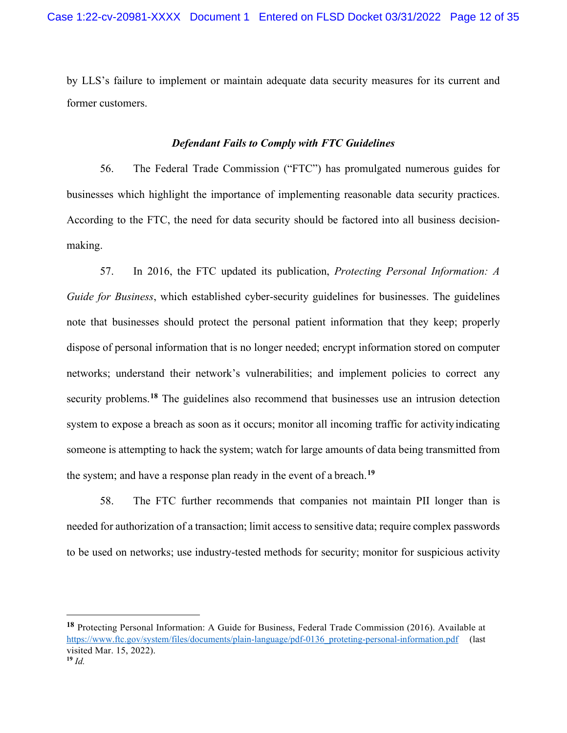by LLS's failure to implement or maintain adequate data security measures for its current and former customers.

### *Defendant Fails to Comply with FTC Guidelines*

56. The Federal Trade Commission ("FTC") has promulgated numerous guides for businesses which highlight the importance of implementing reasonable data security practices. According to the FTC, the need for data security should be factored into all business decision-making.

57. In 2016, the FTC updated its publication, *Protecting Personal Information: A Guide for Business*, which established cyber-security guidelines for businesses. The guidelines note that businesses should protect the personal patient information that they keep; properly dispose of personal information that is no longer needed; encrypt information stored on computer networks; understand their network's vulnerabilities; and implement policies to correct any security problems.[18] The guidelines also recommend that businesses use an intrusion detection system to expose a breach as soon as it occurs; monitor all incoming traffic for activity indicating someone is attempting to hack the system; watch for large amounts of data being transmitted from the system; and have a response plan ready in the event of a breach.[19]

58. The FTC further recommends that companies not maintain PII longer than is needed for authorization of a transaction; limit access to sensitive data; require complex passwords to be used on networks; use industry-tested methods for security; monitor for suspicious activity

---

[18] Protecting Personal Information: A Guide for Business, Federal Trade Commission (2016). Available at https://www.ftc.gov/system/files/documents/plain-language/pdf-0136_proteting-personal-information.pdf (last visited Mar. 15, 2022).

[19] *Id.*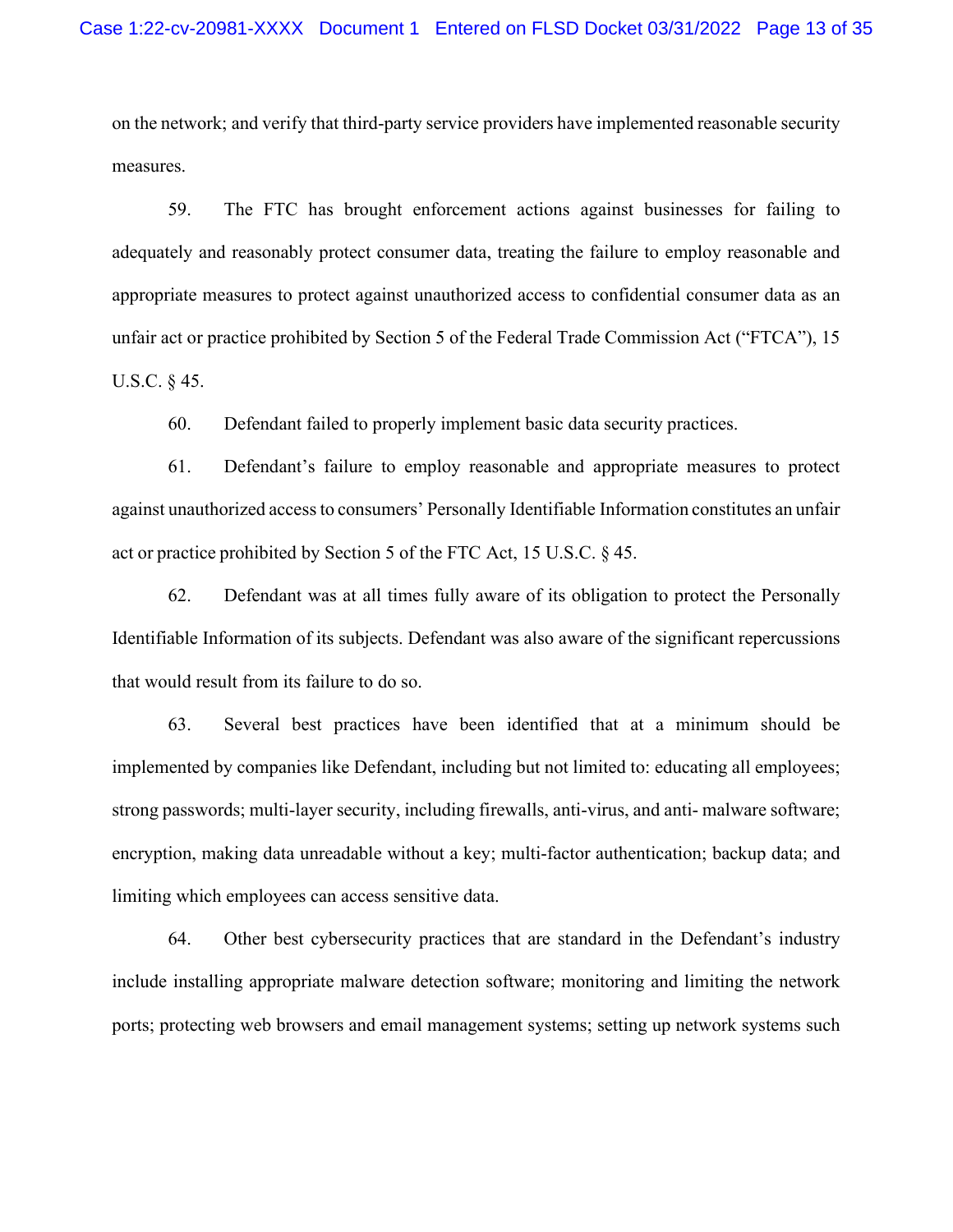on the network; and verify that third-party service providers have implemented reasonable security measures.

59. The FTC has brought enforcement actions against businesses for failing to adequately and reasonably protect consumer data, treating the failure to employ reasonable and appropriate measures to protect against unauthorized access to confidential consumer data as an unfair act or practice prohibited by Section 5 of the Federal Trade Commission Act ("FTCA"), 15 U.S.C. § 45.

60. Defendant failed to properly implement basic data security practices.

61. Defendant's failure to employ reasonable and appropriate measures to protect against unauthorized access to consumers' Personally Identifiable Information constitutes an unfair act or practice prohibited by Section 5 of the FTC Act, 15 U.S.C. § 45.

62. Defendant was at all times fully aware of its obligation to protect the Personally Identifiable Information of its subjects. Defendant was also aware of the significant repercussions that would result from its failure to do so.

63. Several best practices have been identified that at a minimum should be implemented by companies like Defendant, including but not limited to: educating all employees; strong passwords; multi-layer security, including firewalls, anti-virus, and anti- malware software; encryption, making data unreadable without a key; multi-factor authentication; backup data; and limiting which employees can access sensitive data.

64. Other best cybersecurity practices that are standard in the Defendant's industry include installing appropriate malware detection software; monitoring and limiting the network ports; protecting web browsers and email management systems; setting up network systems such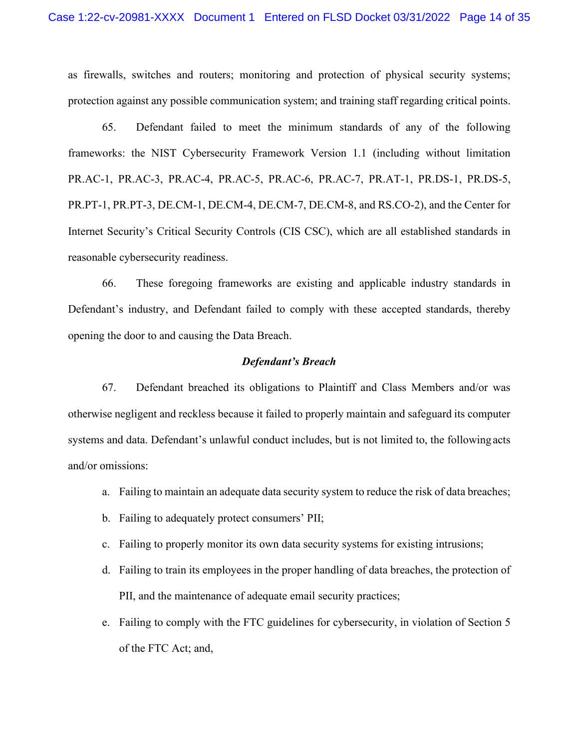as firewalls, switches and routers; monitoring and protection of physical security systems; protection against any possible communication system; and training staff regarding critical points.

65. Defendant failed to meet the minimum standards of any of the following frameworks: the NIST Cybersecurity Framework Version 1.1 (including without limitation PR.AC-1, PR.AC-3, PR.AC-4, PR.AC-5, PR.AC-6, PR.AC-7, PR.AT-1, PR.DS-1, PR.DS-5, PR.PT-1, PR.PT-3, DE.CM-1, DE.CM-4, DE.CM-7, DE.CM-8, and RS.CO-2), and the Center for Internet Security's Critical Security Controls (CIS CSC), which are all established standards in reasonable cybersecurity readiness.

66. These foregoing frameworks are existing and applicable industry standards in Defendant's industry, and Defendant failed to comply with these accepted standards, thereby opening the door to and causing the Data Breach.

***Defendant's Breach***

67. Defendant breached its obligations to Plaintiff and Class Members and/or was otherwise negligent and reckless because it failed to properly maintain and safeguard its computer systems and data. Defendant's unlawful conduct includes, but is not limited to, the following acts and/or omissions:

a. Failing to maintain an adequate data security system to reduce the risk of data breaches;

b. Failing to adequately protect consumers' PII;

c. Failing to properly monitor its own data security systems for existing intrusions;

d. Failing to train its employees in the proper handling of data breaches, the protection of PII, and the maintenance of adequate email security practices;

e. Failing to comply with the FTC guidelines for cybersecurity, in violation of Section 5 of the FTC Act; and,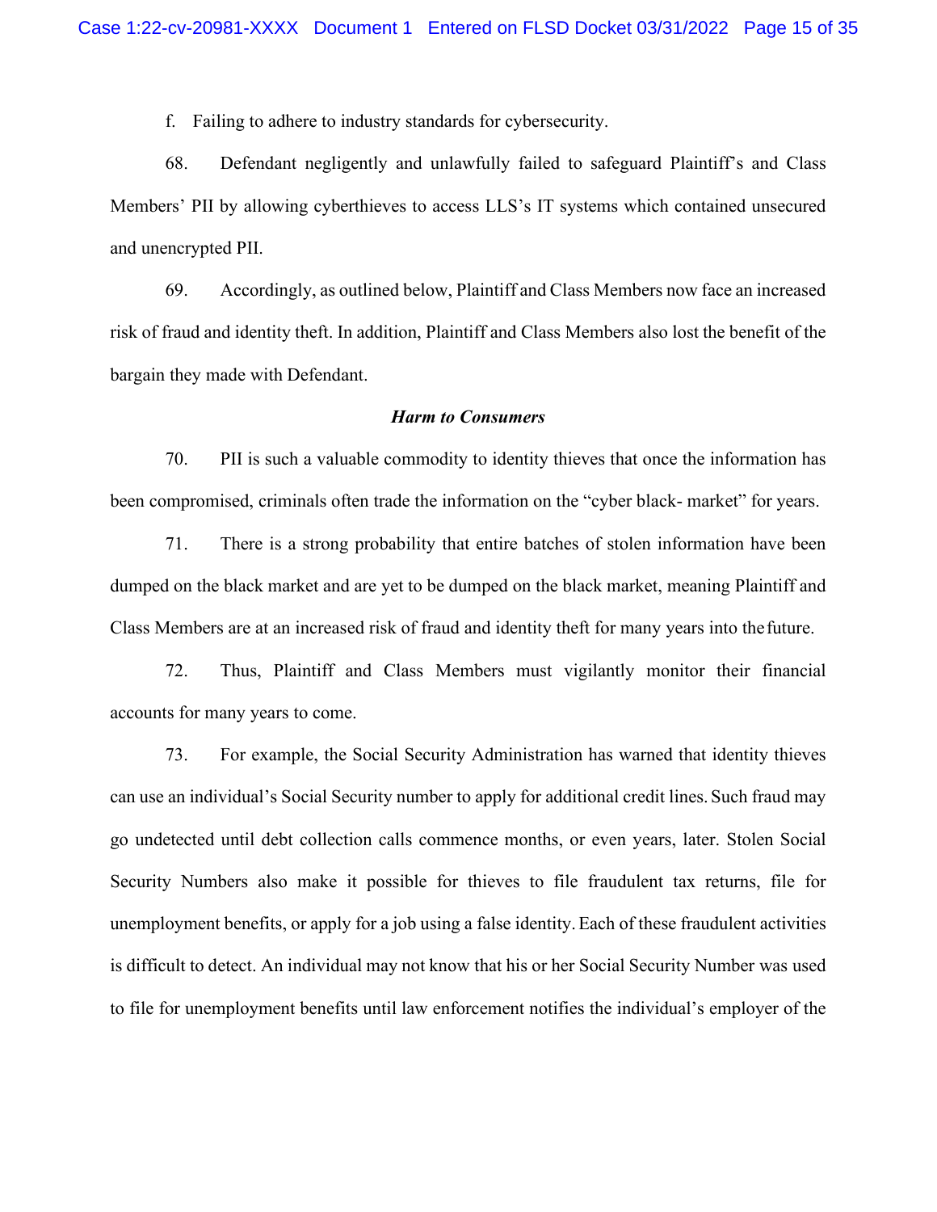f. Failing to adhere to industry standards for cybersecurity.

68. Defendant negligently and unlawfully failed to safeguard Plaintiff's and Class Members' PII by allowing cyberthieves to access LLS's IT systems which contained unsecured and unencrypted PII.

69. Accordingly, as outlined below, Plaintiff and Class Members now face an increased risk of fraud and identity theft. In addition, Plaintiff and Class Members also lost the benefit of the bargain they made with Defendant.

***Harm to Consumers***

70. PII is such a valuable commodity to identity thieves that once the information has been compromised, criminals often trade the information on the "cyber black- market" for years.

71. There is a strong probability that entire batches of stolen information have been dumped on the black market and are yet to be dumped on the black market, meaning Plaintiff and Class Members are at an increased risk of fraud and identity theft for many years into the future.

72. Thus, Plaintiff and Class Members must vigilantly monitor their financial accounts for many years to come.

73. For example, the Social Security Administration has warned that identity thieves can use an individual's Social Security number to apply for additional credit lines. Such fraud may go undetected until debt collection calls commence months, or even years, later. Stolen Social Security Numbers also make it possible for thieves to file fraudulent tax returns, file for unemployment benefits, or apply for a job using a false identity. Each of these fraudulent activities is difficult to detect. An individual may not know that his or her Social Security Number was used to file for unemployment benefits until law enforcement notifies the individual's employer of the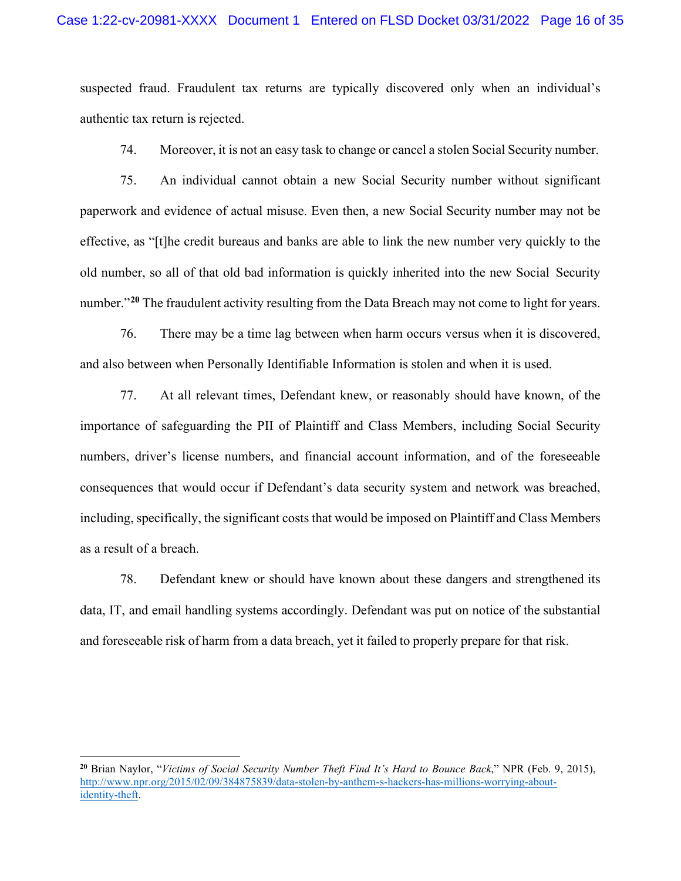suspected fraud. Fraudulent tax returns are typically discovered only when an individual's authentic tax return is rejected.

74. Moreover, it is not an easy task to change or cancel a stolen Social Security number.

75. An individual cannot obtain a new Social Security number without significant paperwork and evidence of actual misuse. Even then, a new Social Security number may not be effective, as "[t]he credit bureaus and banks are able to link the new number very quickly to the old number, so all of that old bad information is quickly inherited into the new Social Security number."[20] The fraudulent activity resulting from the Data Breach may not come to light for years.

76. There may be a time lag between when harm occurs versus when it is discovered, and also between when Personally Identifiable Information is stolen and when it is used.

77. At all relevant times, Defendant knew, or reasonably should have known, of the importance of safeguarding the PII of Plaintiff and Class Members, including Social Security numbers, driver's license numbers, and financial account information, and of the foreseeable consequences that would occur if Defendant's data security system and network was breached, including, specifically, the significant costs that would be imposed on Plaintiff and Class Members as a result of a breach.

78. Defendant knew or should have known about these dangers and strengthened its data, IT, and email handling systems accordingly. Defendant was put on notice of the substantial and foreseeable risk of harm from a data breach, yet it failed to properly prepare for that risk.

---

[20] Brian Naylor, "*Victims of Social Security Number Theft Find It's Hard to Bounce Back*," NPR (Feb. 9, 2015), http://www.npr.org/2015/02/09/384875839/data-stolen-by-anthem-s-hackers-has-millions-worrying-about-identity-theft.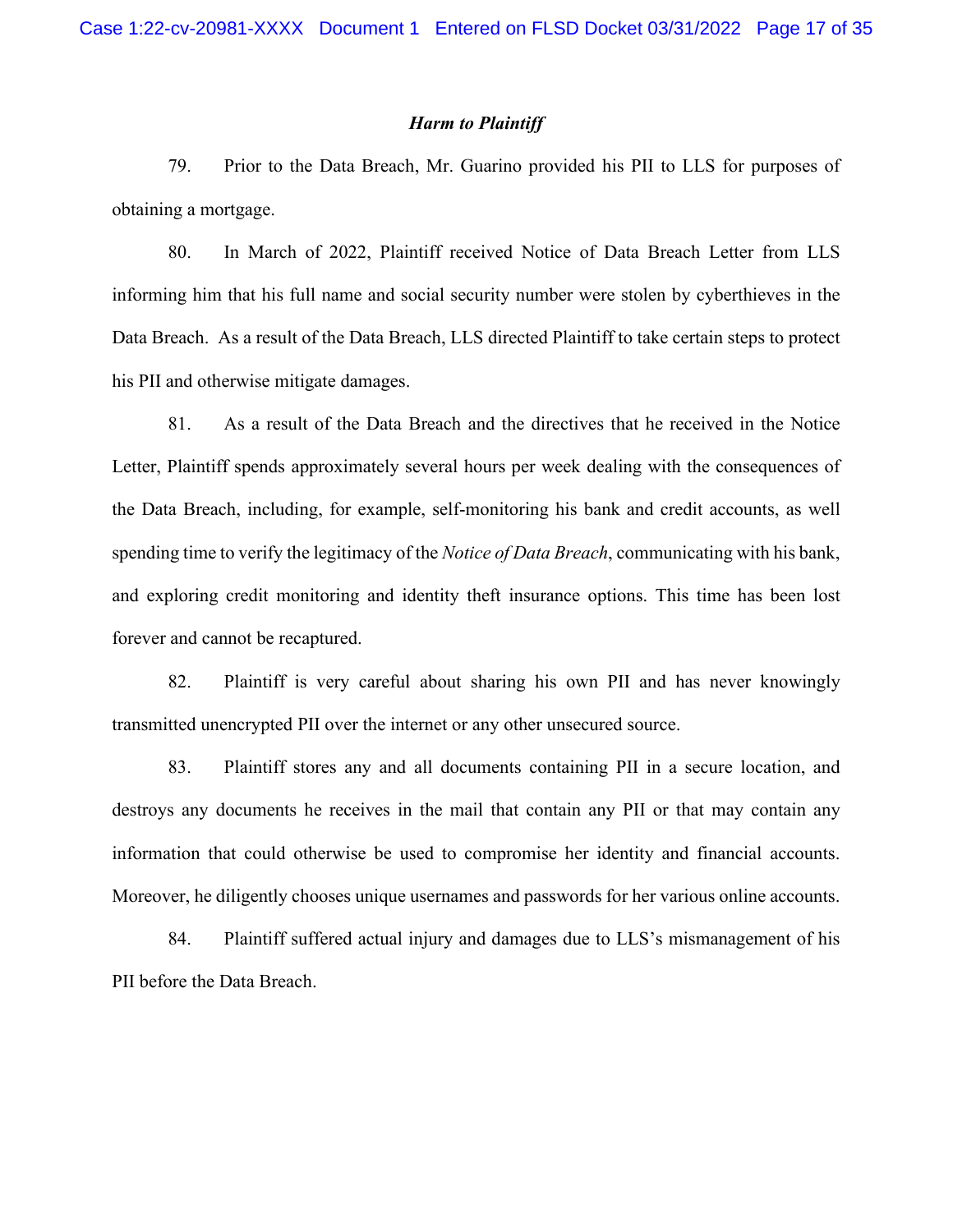***Harm to Plaintiff***

79. Prior to the Data Breach, Mr. Guarino provided his PII to LLS for purposes of obtaining a mortgage.

80. In March of 2022, Plaintiff received Notice of Data Breach Letter from LLS informing him that his full name and social security number were stolen by cyberthieves in the Data Breach. As a result of the Data Breach, LLS directed Plaintiff to take certain steps to protect his PII and otherwise mitigate damages.

81. As a result of the Data Breach and the directives that he received in the Notice Letter, Plaintiff spends approximately several hours per week dealing with the consequences of the Data Breach, including, for example, self-monitoring his bank and credit accounts, as well spending time to verify the legitimacy of the *Notice of Data Breach*, communicating with his bank, and exploring credit monitoring and identity theft insurance options. This time has been lost forever and cannot be recaptured.

82. Plaintiff is very careful about sharing his own PII and has never knowingly transmitted unencrypted PII over the internet or any other unsecured source.

83. Plaintiff stores any and all documents containing PII in a secure location, and destroys any documents he receives in the mail that contain any PII or that may contain any information that could otherwise be used to compromise her identity and financial accounts. Moreover, he diligently chooses unique usernames and passwords for her various online accounts.

84. Plaintiff suffered actual injury and damages due to LLS's mismanagement of his PII before the Data Breach.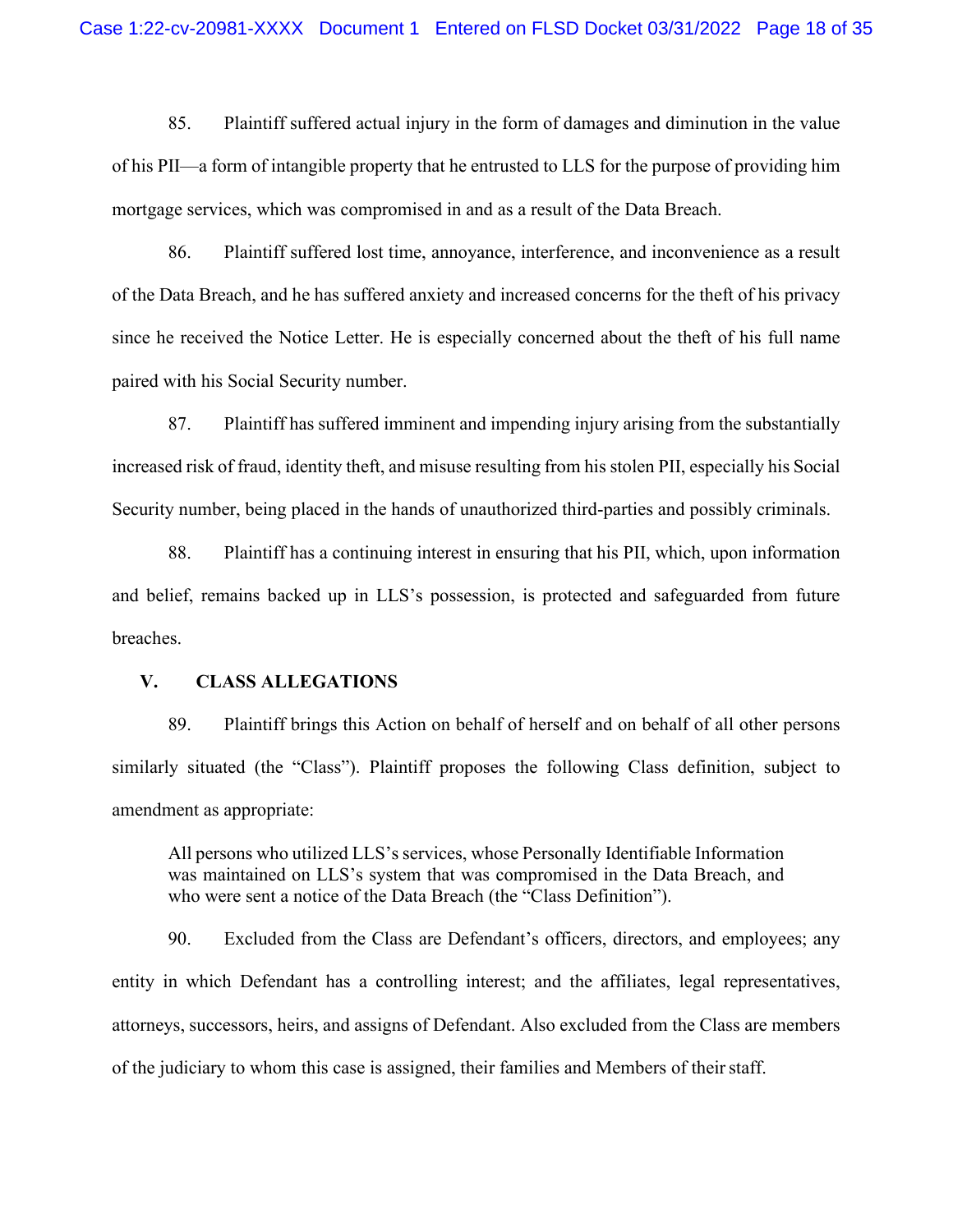85. Plaintiff suffered actual injury in the form of damages and diminution in the value of his PII—a form of intangible property that he entrusted to LLS for the purpose of providing him mortgage services, which was compromised in and as a result of the Data Breach.

86. Plaintiff suffered lost time, annoyance, interference, and inconvenience as a result of the Data Breach, and he has suffered anxiety and increased concerns for the theft of his privacy since he received the Notice Letter. He is especially concerned about the theft of his full name paired with his Social Security number.

87. Plaintiff has suffered imminent and impending injury arising from the substantially increased risk of fraud, identity theft, and misuse resulting from his stolen PII, especially his Social Security number, being placed in the hands of unauthorized third-parties and possibly criminals.

88. Plaintiff has a continuing interest in ensuring that his PII, which, upon information and belief, remains backed up in LLS's possession, is protected and safeguarded from future breaches.

## V. CLASS ALLEGATIONS

89. Plaintiff brings this Action on behalf of herself and on behalf of all other persons similarly situated (the "Class"). Plaintiff proposes the following Class definition, subject to amendment as appropriate:

> All persons who utilized LLS's services, whose Personally Identifiable Information was maintained on LLS's system that was compromised in the Data Breach, and who were sent a notice of the Data Breach (the "Class Definition").

90. Excluded from the Class are Defendant's officers, directors, and employees; any entity in which Defendant has a controlling interest; and the affiliates, legal representatives, attorneys, successors, heirs, and assigns of Defendant. Also excluded from the Class are members of the judiciary to whom this case is assigned, their families and Members of their staff.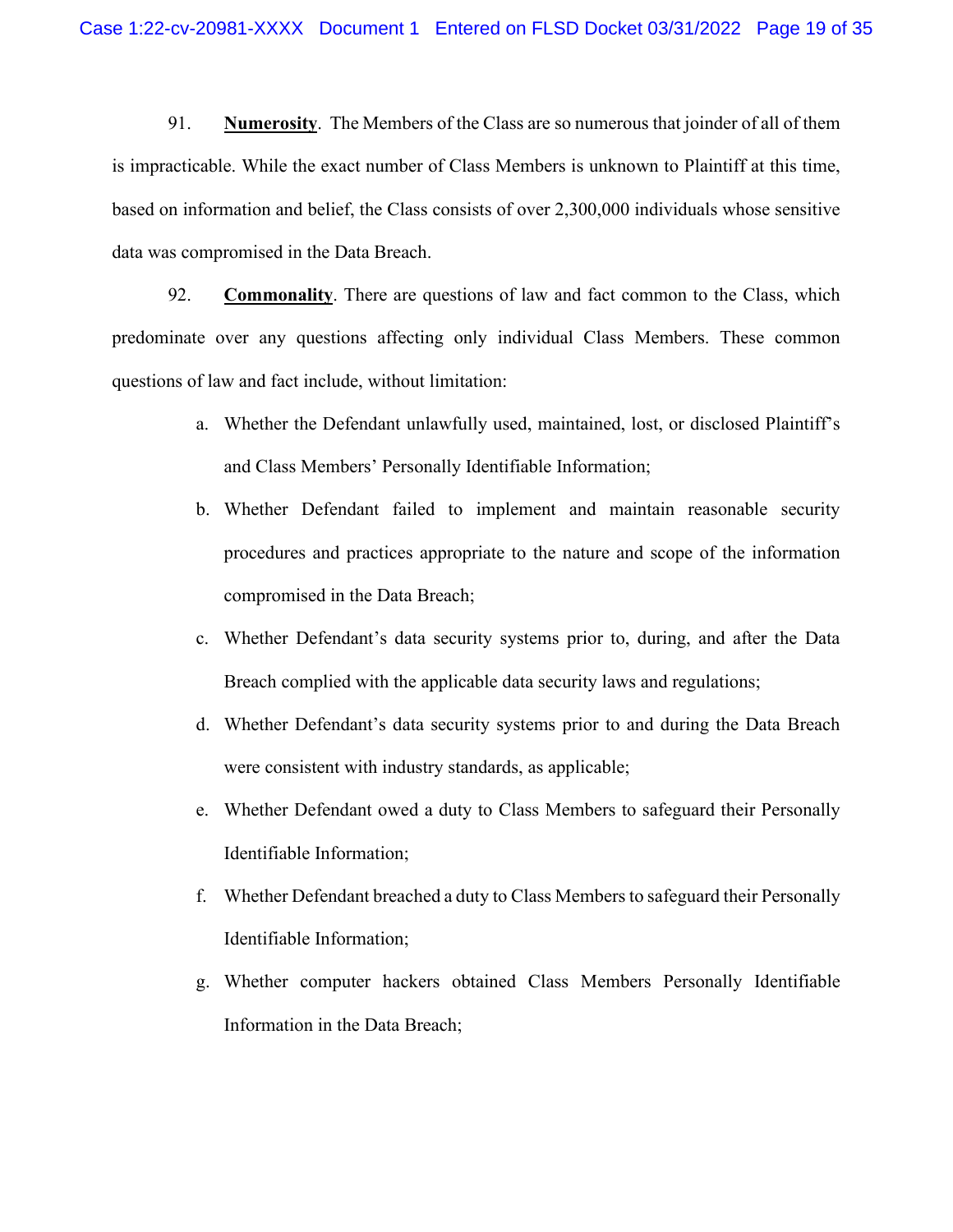91. **Numerosity**. The Members of the Class are so numerous that joinder of all of them is impracticable. While the exact number of Class Members is unknown to Plaintiff at this time, based on information and belief, the Class consists of over 2,300,000 individuals whose sensitive data was compromised in the Data Breach.

92. **Commonality**. There are questions of law and fact common to the Class, which predominate over any questions affecting only individual Class Members. These common questions of law and fact include, without limitation:

a. Whether the Defendant unlawfully used, maintained, lost, or disclosed Plaintiff's and Class Members' Personally Identifiable Information;

b. Whether Defendant failed to implement and maintain reasonable security procedures and practices appropriate to the nature and scope of the information compromised in the Data Breach;

c. Whether Defendant's data security systems prior to, during, and after the Data Breach complied with the applicable data security laws and regulations;

d. Whether Defendant's data security systems prior to and during the Data Breach were consistent with industry standards, as applicable;

e. Whether Defendant owed a duty to Class Members to safeguard their Personally Identifiable Information;

f. Whether Defendant breached a duty to Class Members to safeguard their Personally Identifiable Information;

g. Whether computer hackers obtained Class Members Personally Identifiable Information in the Data Breach;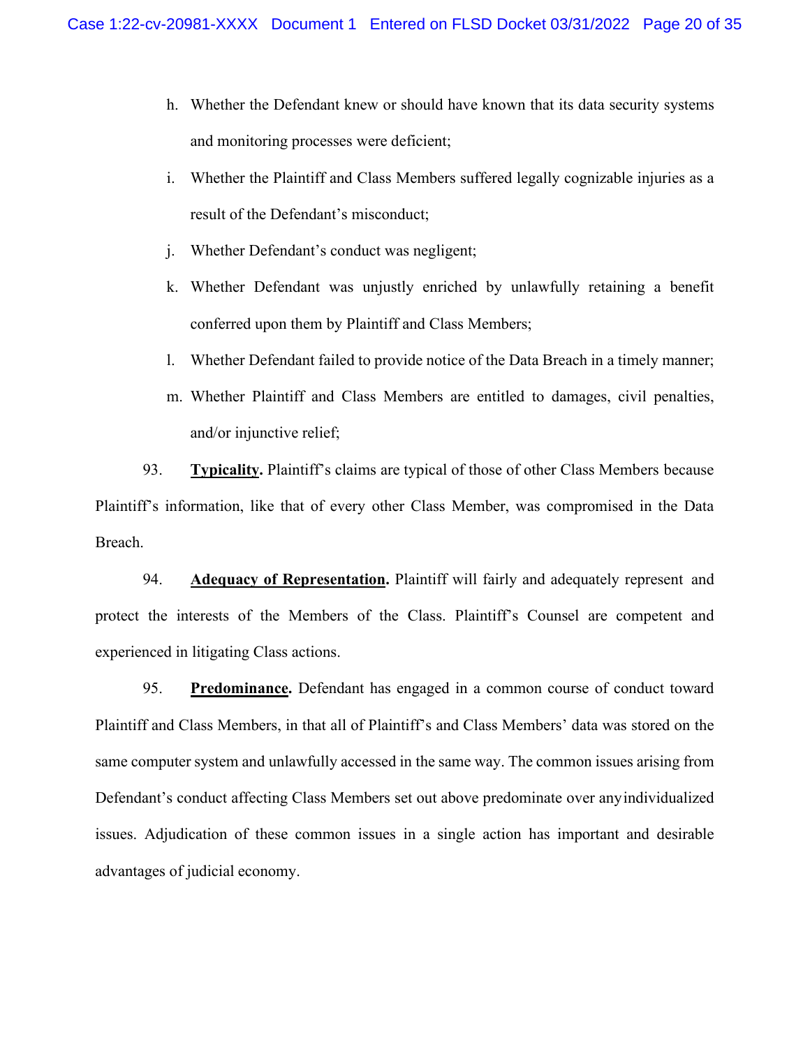h. Whether the Defendant knew or should have known that its data security systems and monitoring processes were deficient;

i. Whether the Plaintiff and Class Members suffered legally cognizable injuries as a result of the Defendant's misconduct;

j. Whether Defendant's conduct was negligent;

k. Whether Defendant was unjustly enriched by unlawfully retaining a benefit conferred upon them by Plaintiff and Class Members;

l. Whether Defendant failed to provide notice of the Data Breach in a timely manner;

m. Whether Plaintiff and Class Members are entitled to damages, civil penalties, and/or injunctive relief;

93. **Typicality.** Plaintiff's claims are typical of those of other Class Members because Plaintiff's information, like that of every other Class Member, was compromised in the Data Breach.

94. **Adequacy of Representation.** Plaintiff will fairly and adequately represent and protect the interests of the Members of the Class. Plaintiff's Counsel are competent and experienced in litigating Class actions.

95. **Predominance.** Defendant has engaged in a common course of conduct toward Plaintiff and Class Members, in that all of Plaintiff's and Class Members' data was stored on the same computer system and unlawfully accessed in the same way. The common issues arising from Defendant's conduct affecting Class Members set out above predominate over any individualized issues. Adjudication of these common issues in a single action has important and desirable advantages of judicial economy.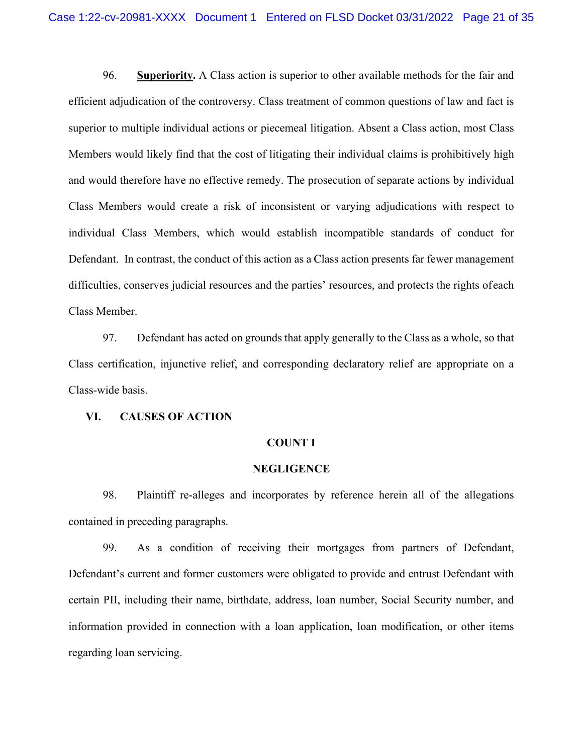96. **Superiority.** A Class action is superior to other available methods for the fair and efficient adjudication of the controversy. Class treatment of common questions of law and fact is superior to multiple individual actions or piecemeal litigation. Absent a Class action, most Class Members would likely find that the cost of litigating their individual claims is prohibitively high and would therefore have no effective remedy. The prosecution of separate actions by individual Class Members would create a risk of inconsistent or varying adjudications with respect to individual Class Members, which would establish incompatible standards of conduct for Defendant. In contrast, the conduct of this action as a Class action presents far fewer management difficulties, conserves judicial resources and the parties' resources, and protects the rights ofeach Class Member.

97. Defendant has acted on grounds that apply generally to the Class as a whole, so that Class certification, injunctive relief, and corresponding declaratory relief are appropriate on a Class-wide basis.

## VI. CAUSES OF ACTION

### COUNT I

### NEGLIGENCE

98. Plaintiff re-alleges and incorporates by reference herein all of the allegations contained in preceding paragraphs.

99. As a condition of receiving their mortgages from partners of Defendant, Defendant's current and former customers were obligated to provide and entrust Defendant with certain PII, including their name, birthdate, address, loan number, Social Security number, and information provided in connection with a loan application, loan modification, or other items regarding loan servicing.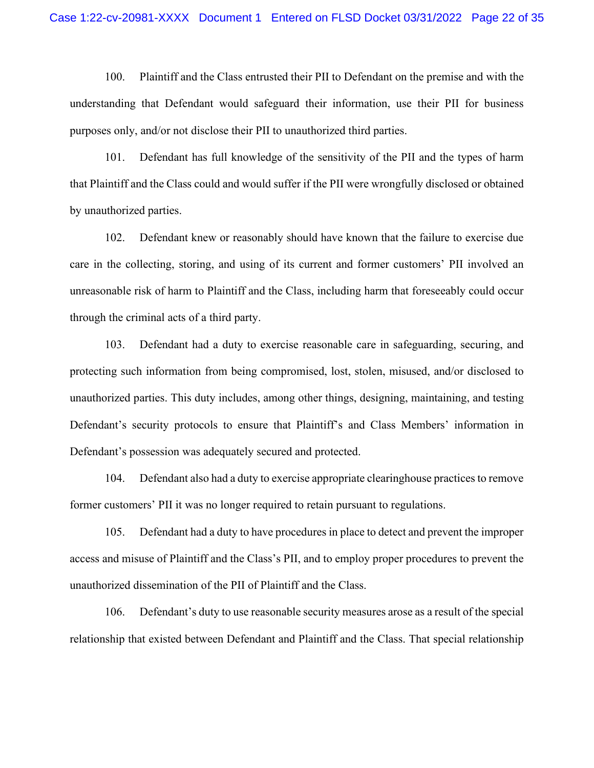100. Plaintiff and the Class entrusted their PII to Defendant on the premise and with the understanding that Defendant would safeguard their information, use their PII for business purposes only, and/or not disclose their PII to unauthorized third parties.

101. Defendant has full knowledge of the sensitivity of the PII and the types of harm that Plaintiff and the Class could and would suffer if the PII were wrongfully disclosed or obtained by unauthorized parties.

102. Defendant knew or reasonably should have known that the failure to exercise due care in the collecting, storing, and using of its current and former customers' PII involved an unreasonable risk of harm to Plaintiff and the Class, including harm that foreseeably could occur through the criminal acts of a third party.

103. Defendant had a duty to exercise reasonable care in safeguarding, securing, and protecting such information from being compromised, lost, stolen, misused, and/or disclosed to unauthorized parties. This duty includes, among other things, designing, maintaining, and testing Defendant's security protocols to ensure that Plaintiff's and Class Members' information in Defendant's possession was adequately secured and protected.

104. Defendant also had a duty to exercise appropriate clearinghouse practices to remove former customers' PII it was no longer required to retain pursuant to regulations.

105. Defendant had a duty to have procedures in place to detect and prevent the improper access and misuse of Plaintiff and the Class's PII, and to employ proper procedures to prevent the unauthorized dissemination of the PII of Plaintiff and the Class.

106. Defendant's duty to use reasonable security measures arose as a result of the special relationship that existed between Defendant and Plaintiff and the Class. That special relationship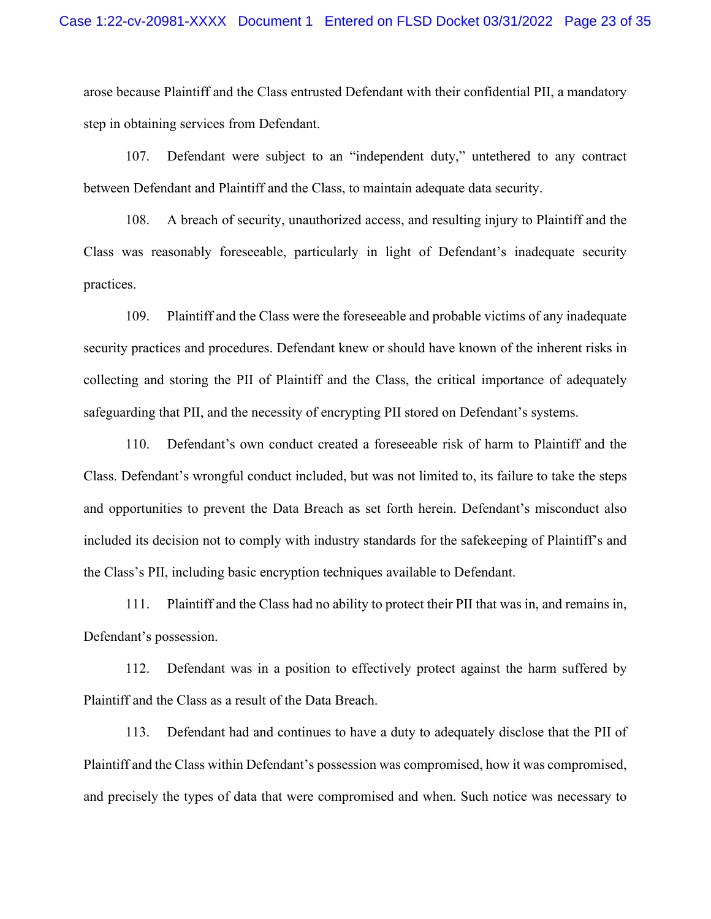arose because Plaintiff and the Class entrusted Defendant with their confidential PII, a mandatory step in obtaining services from Defendant.

107. Defendant were subject to an "independent duty," untethered to any contract between Defendant and Plaintiff and the Class, to maintain adequate data security.

108. A breach of security, unauthorized access, and resulting injury to Plaintiff and the Class was reasonably foreseeable, particularly in light of Defendant's inadequate security practices.

109. Plaintiff and the Class were the foreseeable and probable victims of any inadequate security practices and procedures. Defendant knew or should have known of the inherent risks in collecting and storing the PII of Plaintiff and the Class, the critical importance of adequately safeguarding that PII, and the necessity of encrypting PII stored on Defendant's systems.

110. Defendant's own conduct created a foreseeable risk of harm to Plaintiff and the Class. Defendant's wrongful conduct included, but was not limited to, its failure to take the steps and opportunities to prevent the Data Breach as set forth herein. Defendant's misconduct also included its decision not to comply with industry standards for the safekeeping of Plaintiff's and the Class's PII, including basic encryption techniques available to Defendant.

111. Plaintiff and the Class had no ability to protect their PII that was in, and remains in, Defendant's possession.

112. Defendant was in a position to effectively protect against the harm suffered by Plaintiff and the Class as a result of the Data Breach.

113. Defendant had and continues to have a duty to adequately disclose that the PII of Plaintiff and the Class within Defendant's possession was compromised, how it was compromised, and precisely the types of data that were compromised and when. Such notice was necessary to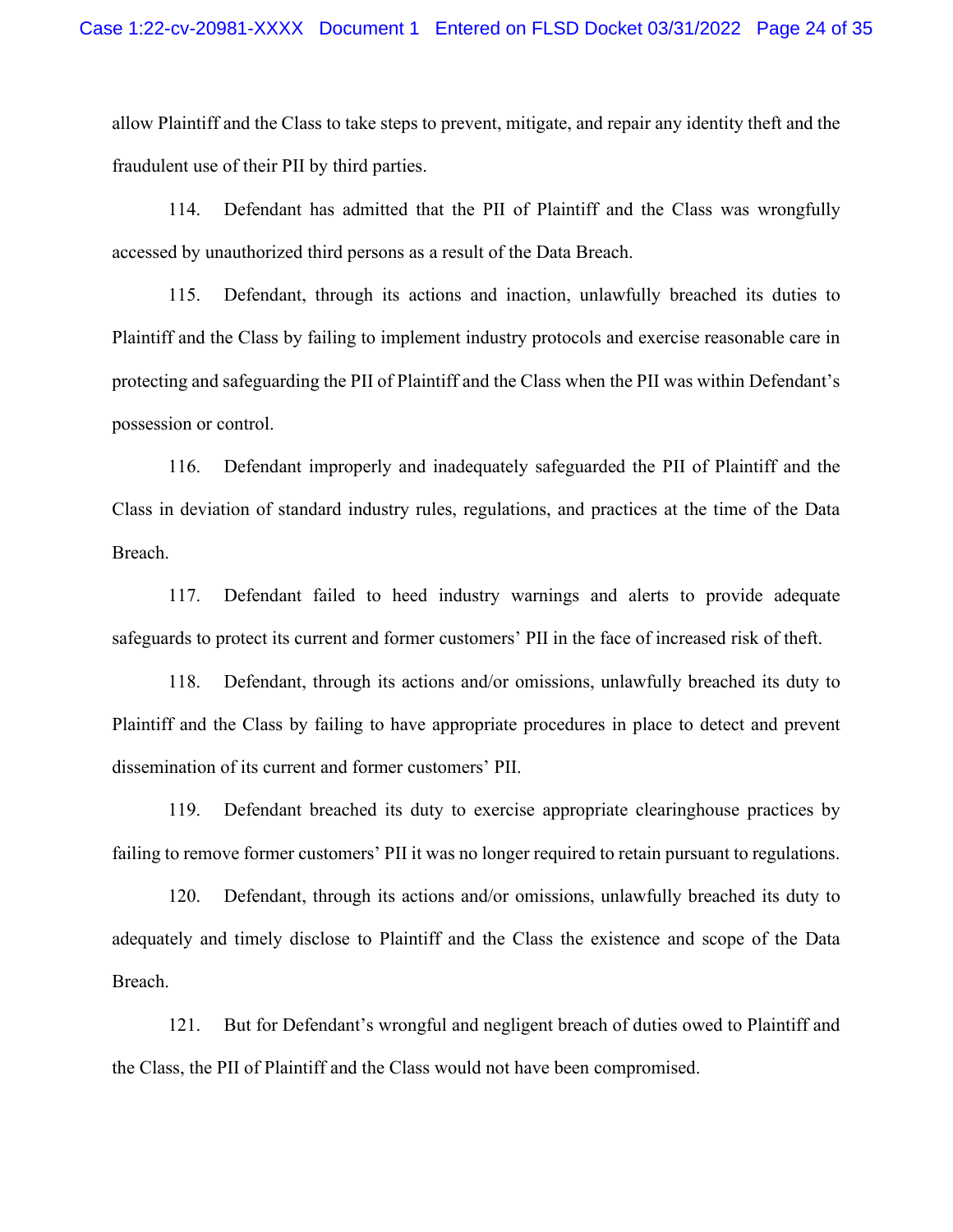allow Plaintiff and the Class to take steps to prevent, mitigate, and repair any identity theft and the fraudulent use of their PII by third parties.

114. Defendant has admitted that the PII of Plaintiff and the Class was wrongfully accessed by unauthorized third persons as a result of the Data Breach.

115. Defendant, through its actions and inaction, unlawfully breached its duties to Plaintiff and the Class by failing to implement industry protocols and exercise reasonable care in protecting and safeguarding the PII of Plaintiff and the Class when the PII was within Defendant's possession or control.

116. Defendant improperly and inadequately safeguarded the PII of Plaintiff and the Class in deviation of standard industry rules, regulations, and practices at the time of the Data Breach.

117. Defendant failed to heed industry warnings and alerts to provide adequate safeguards to protect its current and former customers' PII in the face of increased risk of theft.

118. Defendant, through its actions and/or omissions, unlawfully breached its duty to Plaintiff and the Class by failing to have appropriate procedures in place to detect and prevent dissemination of its current and former customers' PII.

119. Defendant breached its duty to exercise appropriate clearinghouse practices by failing to remove former customers' PII it was no longer required to retain pursuant to regulations.

120. Defendant, through its actions and/or omissions, unlawfully breached its duty to adequately and timely disclose to Plaintiff and the Class the existence and scope of the Data Breach.

121. But for Defendant's wrongful and negligent breach of duties owed to Plaintiff and the Class, the PII of Plaintiff and the Class would not have been compromised.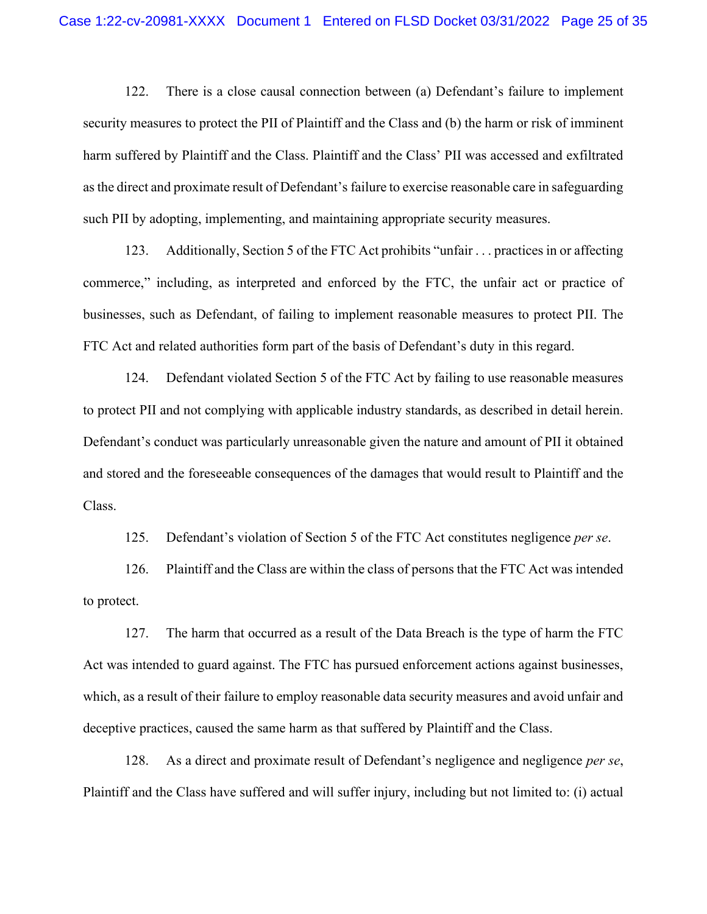122. There is a close causal connection between (a) Defendant's failure to implement security measures to protect the PII of Plaintiff and the Class and (b) the harm or risk of imminent harm suffered by Plaintiff and the Class. Plaintiff and the Class' PII was accessed and exfiltrated as the direct and proximate result of Defendant's failure to exercise reasonable care in safeguarding such PII by adopting, implementing, and maintaining appropriate security measures.

123. Additionally, Section 5 of the FTC Act prohibits "unfair . . . practices in or affecting commerce," including, as interpreted and enforced by the FTC, the unfair act or practice of businesses, such as Defendant, of failing to implement reasonable measures to protect PII. The FTC Act and related authorities form part of the basis of Defendant's duty in this regard.

124. Defendant violated Section 5 of the FTC Act by failing to use reasonable measures to protect PII and not complying with applicable industry standards, as described in detail herein. Defendant's conduct was particularly unreasonable given the nature and amount of PII it obtained and stored and the foreseeable consequences of the damages that would result to Plaintiff and the Class.

125. Defendant's violation of Section 5 of the FTC Act constitutes negligence *per se*.

126. Plaintiff and the Class are within the class of persons that the FTC Act was intended to protect.

127. The harm that occurred as a result of the Data Breach is the type of harm the FTC Act was intended to guard against. The FTC has pursued enforcement actions against businesses, which, as a result of their failure to employ reasonable data security measures and avoid unfair and deceptive practices, caused the same harm as that suffered by Plaintiff and the Class.

128. As a direct and proximate result of Defendant's negligence and negligence *per se*, Plaintiff and the Class have suffered and will suffer injury, including but not limited to: (i) actual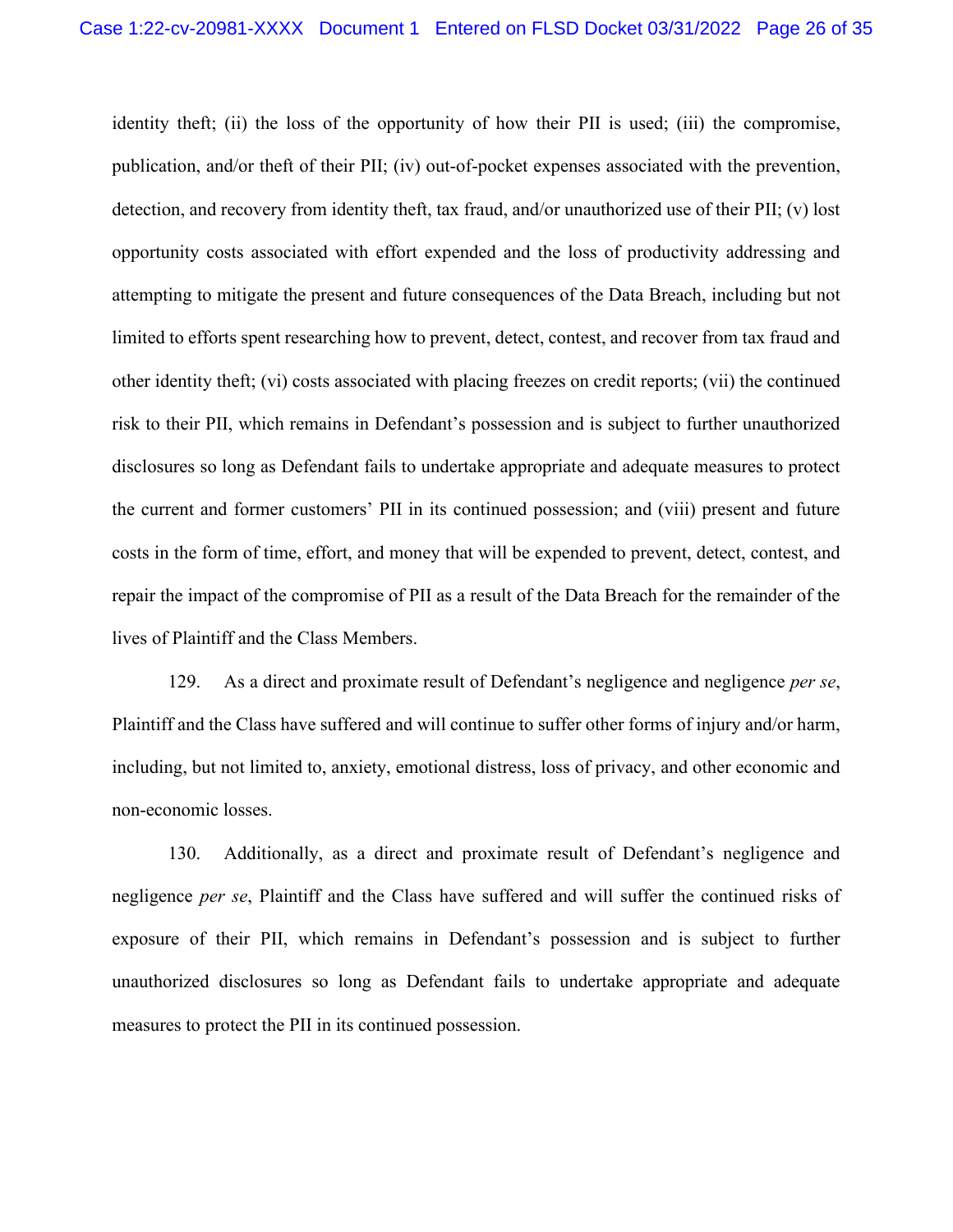identity theft; (ii) the loss of the opportunity of how their PII is used; (iii) the compromise, publication, and/or theft of their PII; (iv) out-of-pocket expenses associated with the prevention, detection, and recovery from identity theft, tax fraud, and/or unauthorized use of their PII; (v) lost opportunity costs associated with effort expended and the loss of productivity addressing and attempting to mitigate the present and future consequences of the Data Breach, including but not limited to efforts spent researching how to prevent, detect, contest, and recover from tax fraud and other identity theft; (vi) costs associated with placing freezes on credit reports; (vii) the continued risk to their PII, which remains in Defendant's possession and is subject to further unauthorized disclosures so long as Defendant fails to undertake appropriate and adequate measures to protect the current and former customers' PII in its continued possession; and (viii) present and future costs in the form of time, effort, and money that will be expended to prevent, detect, contest, and repair the impact of the compromise of PII as a result of the Data Breach for the remainder of the lives of Plaintiff and the Class Members.

129. As a direct and proximate result of Defendant's negligence and negligence *per se*, Plaintiff and the Class have suffered and will continue to suffer other forms of injury and/or harm, including, but not limited to, anxiety, emotional distress, loss of privacy, and other economic and non-economic losses.

130. Additionally, as a direct and proximate result of Defendant's negligence and negligence *per se*, Plaintiff and the Class have suffered and will suffer the continued risks of exposure of their PII, which remains in Defendant's possession and is subject to further unauthorized disclosures so long as Defendant fails to undertake appropriate and adequate measures to protect the PII in its continued possession.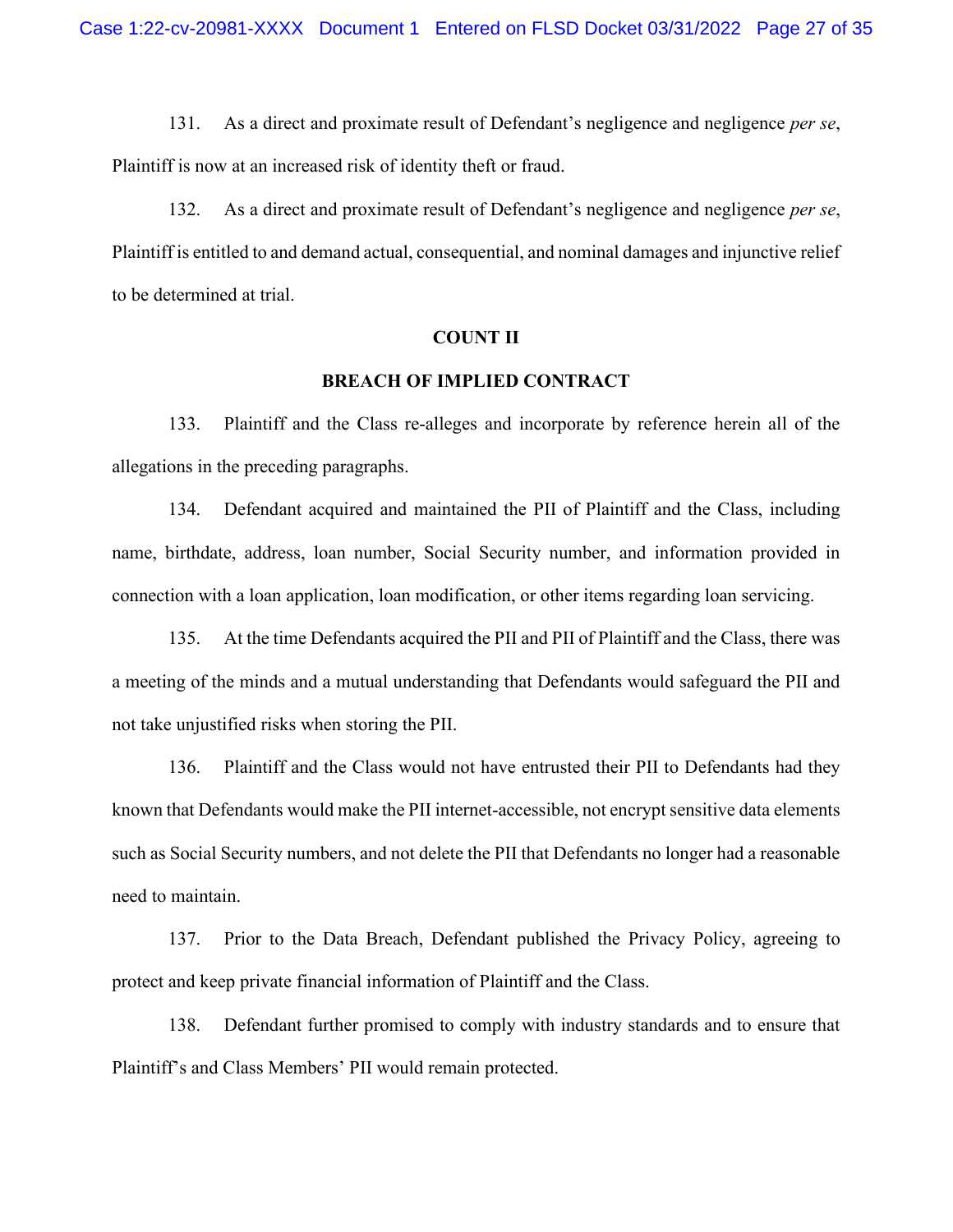131. As a direct and proximate result of Defendant's negligence and negligence *per se*, Plaintiff is now at an increased risk of identity theft or fraud.

132. As a direct and proximate result of Defendant's negligence and negligence *per se*, Plaintiff is entitled to and demand actual, consequential, and nominal damages and injunctive relief to be determined at trial.

**COUNT II**

**BREACH OF IMPLIED CONTRACT**

133. Plaintiff and the Class re-alleges and incorporate by reference herein all of the allegations in the preceding paragraphs.

134. Defendant acquired and maintained the PII of Plaintiff and the Class, including name, birthdate, address, loan number, Social Security number, and information provided in connection with a loan application, loan modification, or other items regarding loan servicing.

135. At the time Defendants acquired the PII and PII of Plaintiff and the Class, there was a meeting of the minds and a mutual understanding that Defendants would safeguard the PII and not take unjustified risks when storing the PII.

136. Plaintiff and the Class would not have entrusted their PII to Defendants had they known that Defendants would make the PII internet-accessible, not encrypt sensitive data elements such as Social Security numbers, and not delete the PII that Defendants no longer had a reasonable need to maintain.

137. Prior to the Data Breach, Defendant published the Privacy Policy, agreeing to protect and keep private financial information of Plaintiff and the Class.

138. Defendant further promised to comply with industry standards and to ensure that Plaintiff's and Class Members' PII would remain protected.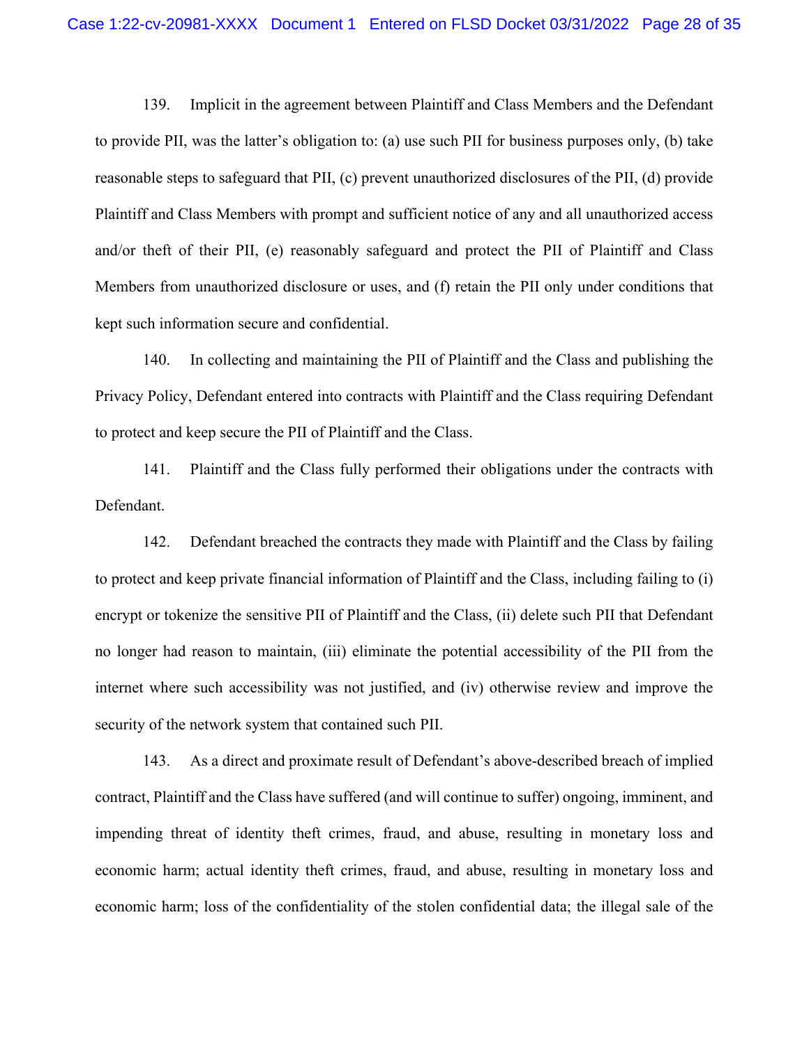139. Implicit in the agreement between Plaintiff and Class Members and the Defendant to provide PII, was the latter's obligation to: (a) use such PII for business purposes only, (b) take reasonable steps to safeguard that PII, (c) prevent unauthorized disclosures of the PII, (d) provide Plaintiff and Class Members with prompt and sufficient notice of any and all unauthorized access and/or theft of their PII, (e) reasonably safeguard and protect the PII of Plaintiff and Class Members from unauthorized disclosure or uses, and (f) retain the PII only under conditions that kept such information secure and confidential.

140. In collecting and maintaining the PII of Plaintiff and the Class and publishing the Privacy Policy, Defendant entered into contracts with Plaintiff and the Class requiring Defendant to protect and keep secure the PII of Plaintiff and the Class.

141. Plaintiff and the Class fully performed their obligations under the contracts with Defendant.

142. Defendant breached the contracts they made with Plaintiff and the Class by failing to protect and keep private financial information of Plaintiff and the Class, including failing to (i) encrypt or tokenize the sensitive PII of Plaintiff and the Class, (ii) delete such PII that Defendant no longer had reason to maintain, (iii) eliminate the potential accessibility of the PII from the internet where such accessibility was not justified, and (iv) otherwise review and improve the security of the network system that contained such PII.

143. As a direct and proximate result of Defendant's above-described breach of implied contract, Plaintiff and the Class have suffered (and will continue to suffer) ongoing, imminent, and impending threat of identity theft crimes, fraud, and abuse, resulting in monetary loss and economic harm; actual identity theft crimes, fraud, and abuse, resulting in monetary loss and economic harm; loss of the confidentiality of the stolen confidential data; the illegal sale of the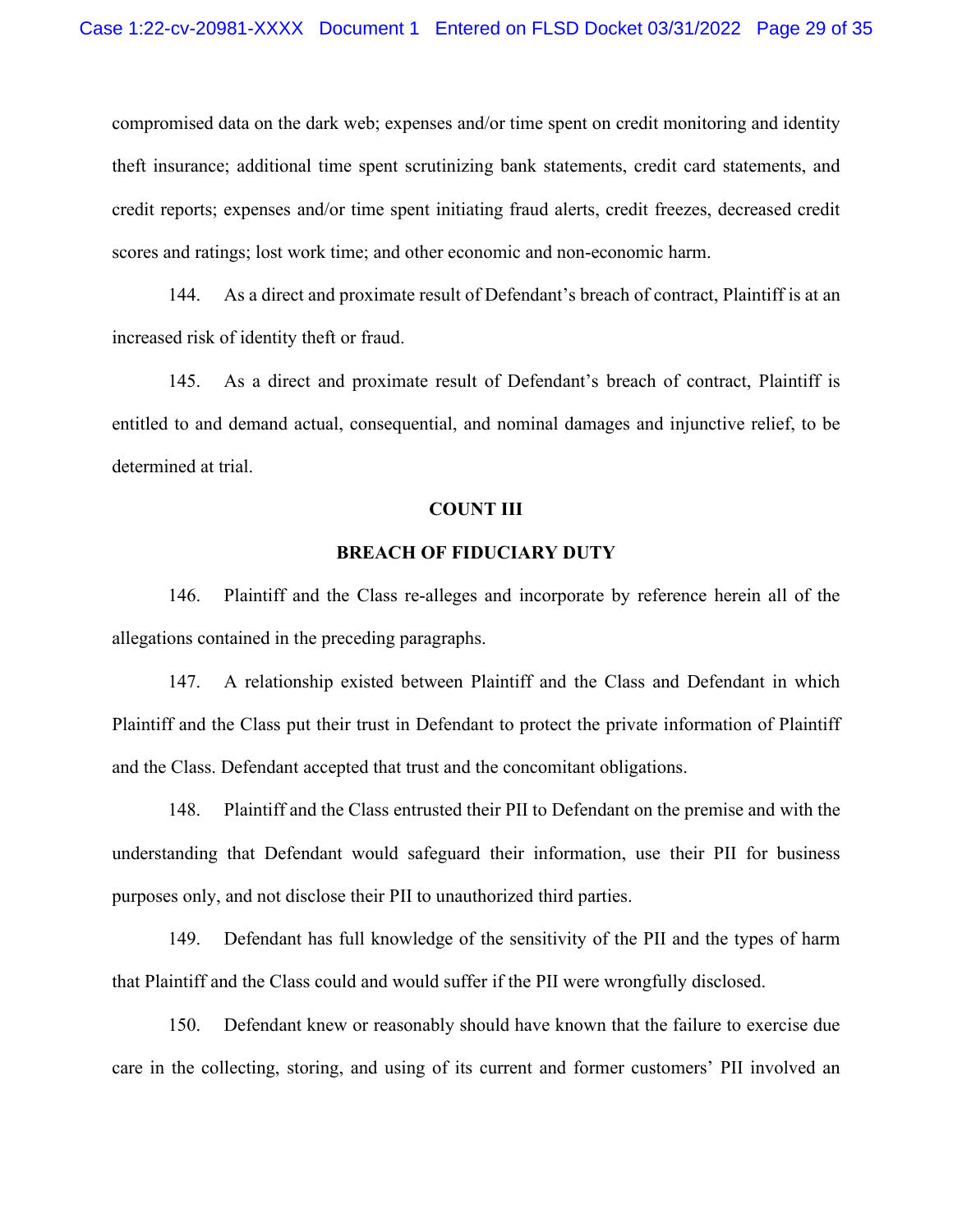compromised data on the dark web; expenses and/or time spent on credit monitoring and identity theft insurance; additional time spent scrutinizing bank statements, credit card statements, and credit reports; expenses and/or time spent initiating fraud alerts, credit freezes, decreased credit scores and ratings; lost work time; and other economic and non-economic harm.

144. As a direct and proximate result of Defendant's breach of contract, Plaintiff is at an increased risk of identity theft or fraud.

145. As a direct and proximate result of Defendant's breach of contract, Plaintiff is entitled to and demand actual, consequential, and nominal damages and injunctive relief, to be determined at trial.

## COUNT III

## BREACH OF FIDUCIARY DUTY

146. Plaintiff and the Class re-alleges and incorporate by reference herein all of the allegations contained in the preceding paragraphs.

147. A relationship existed between Plaintiff and the Class and Defendant in which Plaintiff and the Class put their trust in Defendant to protect the private information of Plaintiff and the Class. Defendant accepted that trust and the concomitant obligations.

148. Plaintiff and the Class entrusted their PII to Defendant on the premise and with the understanding that Defendant would safeguard their information, use their PII for business purposes only, and not disclose their PII to unauthorized third parties.

149. Defendant has full knowledge of the sensitivity of the PII and the types of harm that Plaintiff and the Class could and would suffer if the PII were wrongfully disclosed.

150. Defendant knew or reasonably should have known that the failure to exercise due care in the collecting, storing, and using of its current and former customers' PII involved an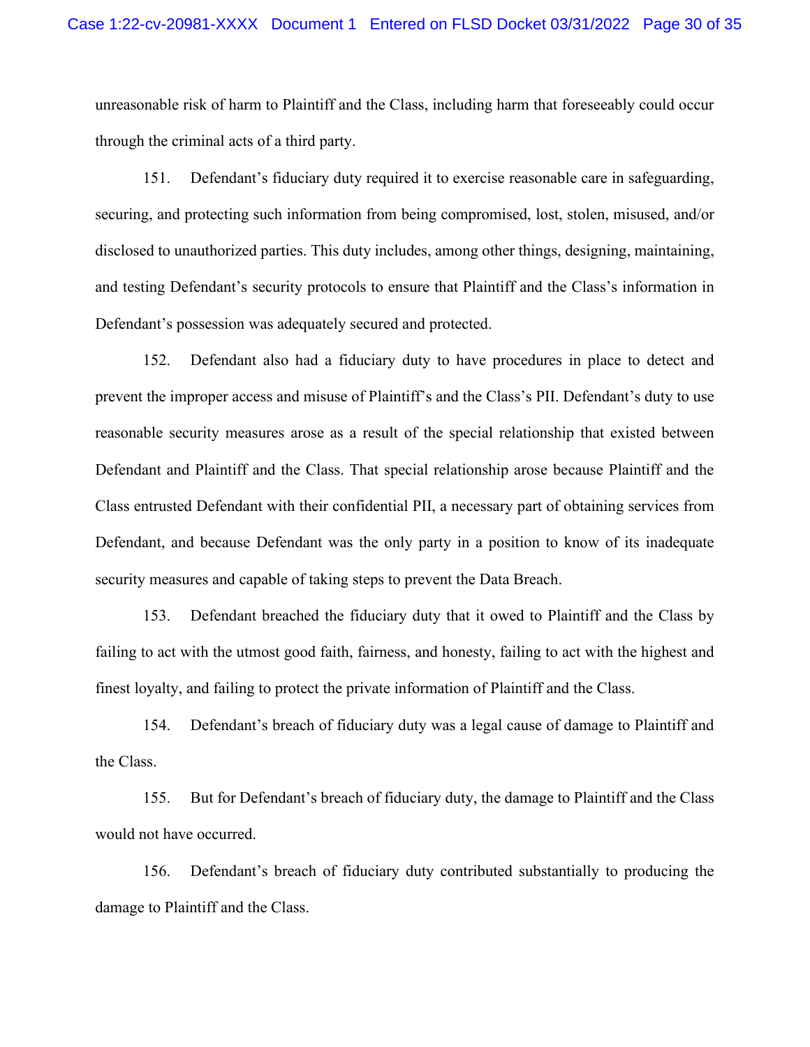unreasonable risk of harm to Plaintiff and the Class, including harm that foreseeably could occur through the criminal acts of a third party.

151. Defendant's fiduciary duty required it to exercise reasonable care in safeguarding, securing, and protecting such information from being compromised, lost, stolen, misused, and/or disclosed to unauthorized parties. This duty includes, among other things, designing, maintaining, and testing Defendant's security protocols to ensure that Plaintiff and the Class's information in Defendant's possession was adequately secured and protected.

152. Defendant also had a fiduciary duty to have procedures in place to detect and prevent the improper access and misuse of Plaintiff's and the Class's PII. Defendant's duty to use reasonable security measures arose as a result of the special relationship that existed between Defendant and Plaintiff and the Class. That special relationship arose because Plaintiff and the Class entrusted Defendant with their confidential PII, a necessary part of obtaining services from Defendant, and because Defendant was the only party in a position to know of its inadequate security measures and capable of taking steps to prevent the Data Breach.

153. Defendant breached the fiduciary duty that it owed to Plaintiff and the Class by failing to act with the utmost good faith, fairness, and honesty, failing to act with the highest and finest loyalty, and failing to protect the private information of Plaintiff and the Class.

154. Defendant's breach of fiduciary duty was a legal cause of damage to Plaintiff and the Class.

155. But for Defendant's breach of fiduciary duty, the damage to Plaintiff and the Class would not have occurred.

156. Defendant's breach of fiduciary duty contributed substantially to producing the damage to Plaintiff and the Class.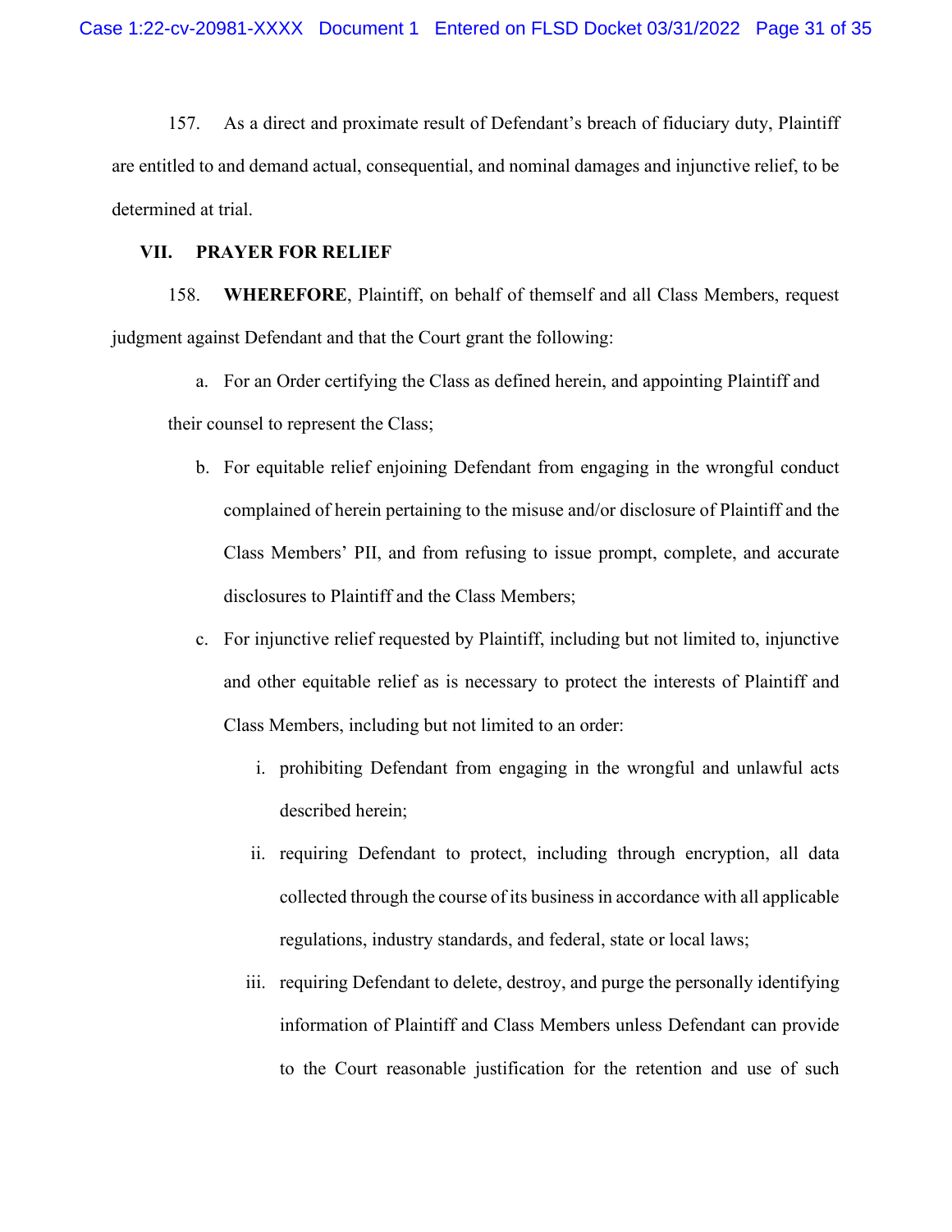157. As a direct and proximate result of Defendant's breach of fiduciary duty, Plaintiff are entitled to and demand actual, consequential, and nominal damages and injunctive relief, to be determined at trial.

## VII. PRAYER FOR RELIEF

158. **WHEREFORE**, Plaintiff, on behalf of themself and all Class Members, request judgment against Defendant and that the Court grant the following:

a. For an Order certifying the Class as defined herein, and appointing Plaintiff and their counsel to represent the Class;

b. For equitable relief enjoining Defendant from engaging in the wrongful conduct complained of herein pertaining to the misuse and/or disclosure of Plaintiff and the Class Members' PII, and from refusing to issue prompt, complete, and accurate disclosures to Plaintiff and the Class Members;

c. For injunctive relief requested by Plaintiff, including but not limited to, injunctive and other equitable relief as is necessary to protect the interests of Plaintiff and Class Members, including but not limited to an order:

   i. prohibiting Defendant from engaging in the wrongful and unlawful acts described herein;

   ii. requiring Defendant to protect, including through encryption, all data collected through the course of its business in accordance with all applicable regulations, industry standards, and federal, state or local laws;

   iii. requiring Defendant to delete, destroy, and purge the personally identifying information of Plaintiff and Class Members unless Defendant can provide to the Court reasonable justification for the retention and use of such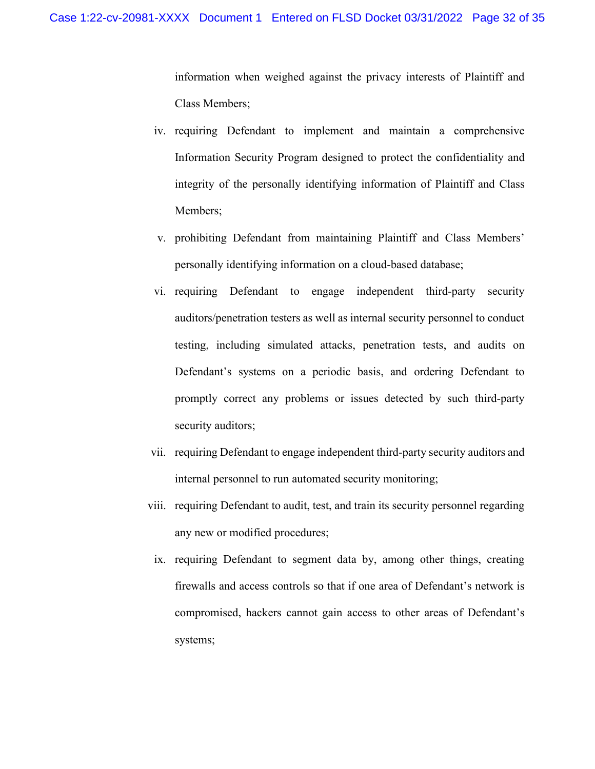information when weighed against the privacy interests of Plaintiff and Class Members;

iv. requiring Defendant to implement and maintain a comprehensive Information Security Program designed to protect the confidentiality and integrity of the personally identifying information of Plaintiff and Class Members;

v. prohibiting Defendant from maintaining Plaintiff and Class Members' personally identifying information on a cloud-based database;

vi. requiring Defendant to engage independent third-party security auditors/penetration testers as well as internal security personnel to conduct testing, including simulated attacks, penetration tests, and audits on Defendant's systems on a periodic basis, and ordering Defendant to promptly correct any problems or issues detected by such third-party security auditors;

vii. requiring Defendant to engage independent third-party security auditors and internal personnel to run automated security monitoring;

viii. requiring Defendant to audit, test, and train its security personnel regarding any new or modified procedures;

ix. requiring Defendant to segment data by, among other things, creating firewalls and access controls so that if one area of Defendant's network is compromised, hackers cannot gain access to other areas of Defendant's systems;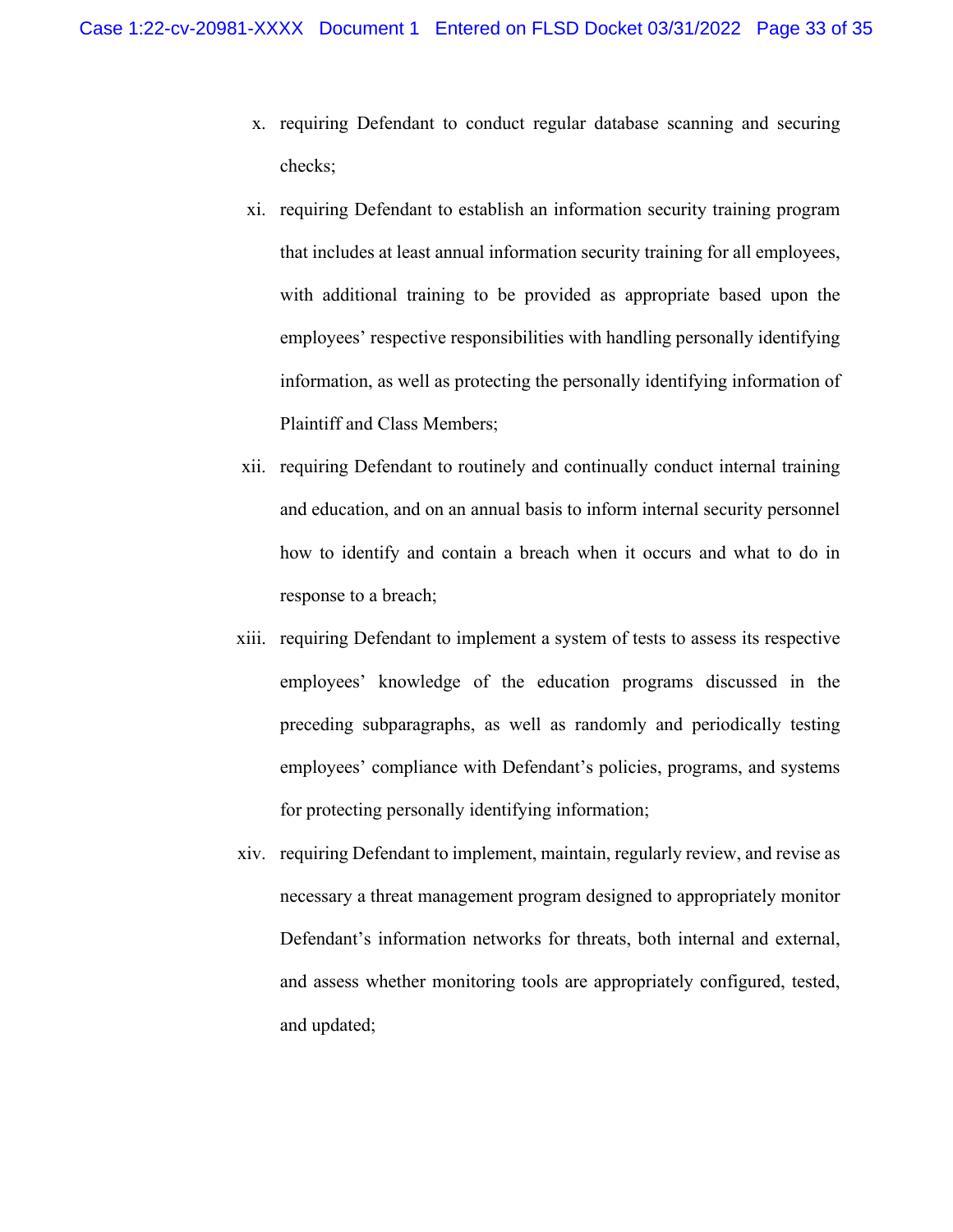x. requiring Defendant to conduct regular database scanning and securing checks;

xi. requiring Defendant to establish an information security training program that includes at least annual information security training for all employees, with additional training to be provided as appropriate based upon the employees' respective responsibilities with handling personally identifying information, as well as protecting the personally identifying information of Plaintiff and Class Members;

xii. requiring Defendant to routinely and continually conduct internal training and education, and on an annual basis to inform internal security personnel how to identify and contain a breach when it occurs and what to do in response to a breach;

xiii. requiring Defendant to implement a system of tests to assess its respective employees' knowledge of the education programs discussed in the preceding subparagraphs, as well as randomly and periodically testing employees' compliance with Defendant's policies, programs, and systems for protecting personally identifying information;

xiv. requiring Defendant to implement, maintain, regularly review, and revise as necessary a threat management program designed to appropriately monitor Defendant's information networks for threats, both internal and external, and assess whether monitoring tools are appropriately configured, tested, and updated;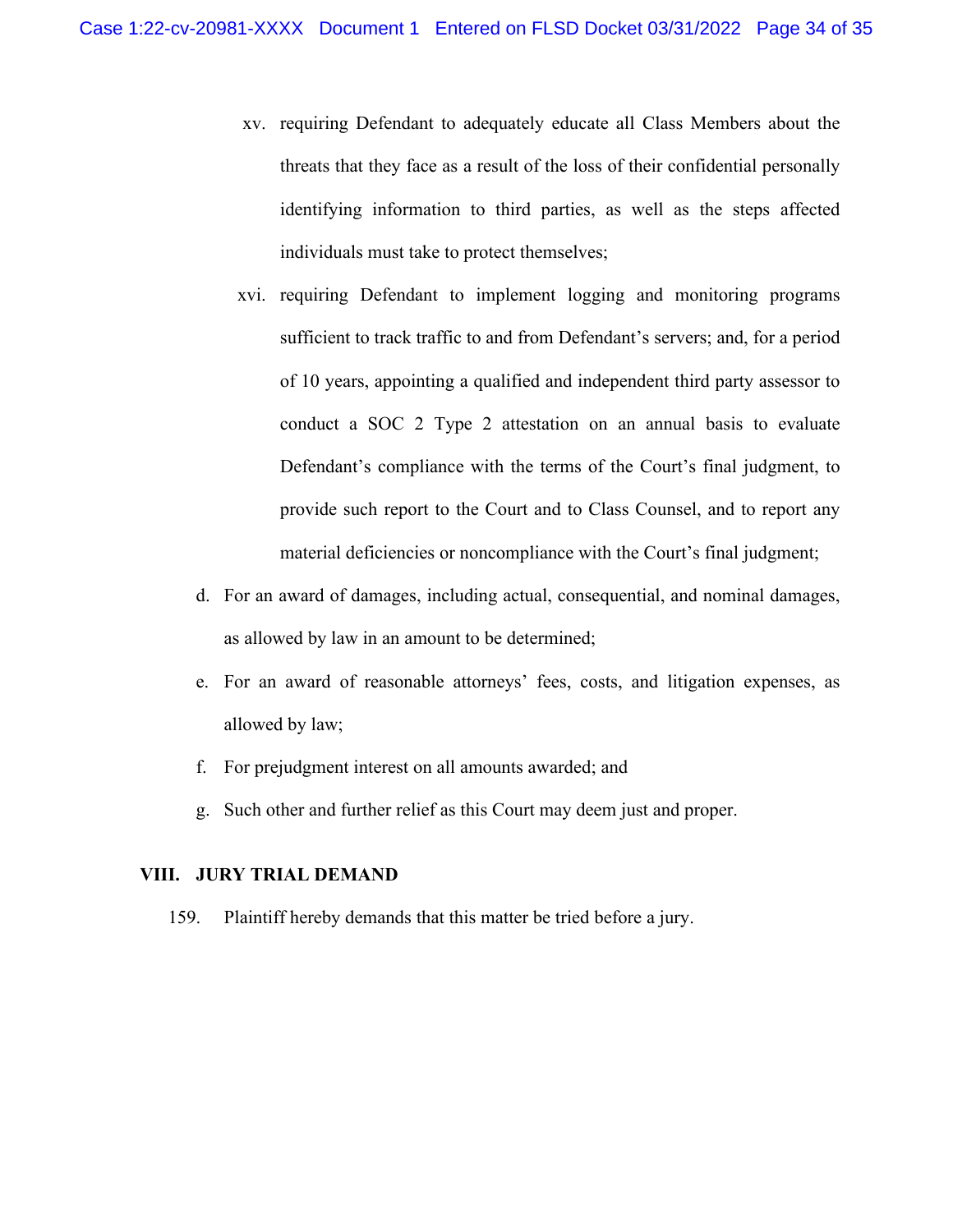xv. requiring Defendant to adequately educate all Class Members about the threats that they face as a result of the loss of their confidential personally identifying information to third parties, as well as the steps affected individuals must take to protect themselves;

xvi. requiring Defendant to implement logging and monitoring programs sufficient to track traffic to and from Defendant's servers; and, for a period of 10 years, appointing a qualified and independent third party assessor to conduct a SOC 2 Type 2 attestation on an annual basis to evaluate Defendant's compliance with the terms of the Court's final judgment, to provide such report to the Court and to Class Counsel, and to report any material deficiencies or noncompliance with the Court's final judgment;

d. For an award of damages, including actual, consequential, and nominal damages, as allowed by law in an amount to be determined;

e. For an award of reasonable attorneys' fees, costs, and litigation expenses, as allowed by law;

f. For prejudgment interest on all amounts awarded; and

g. Such other and further relief as this Court may deem just and proper.

## VIII. JURY TRIAL DEMAND

159. Plaintiff hereby demands that this matter be tried before a jury.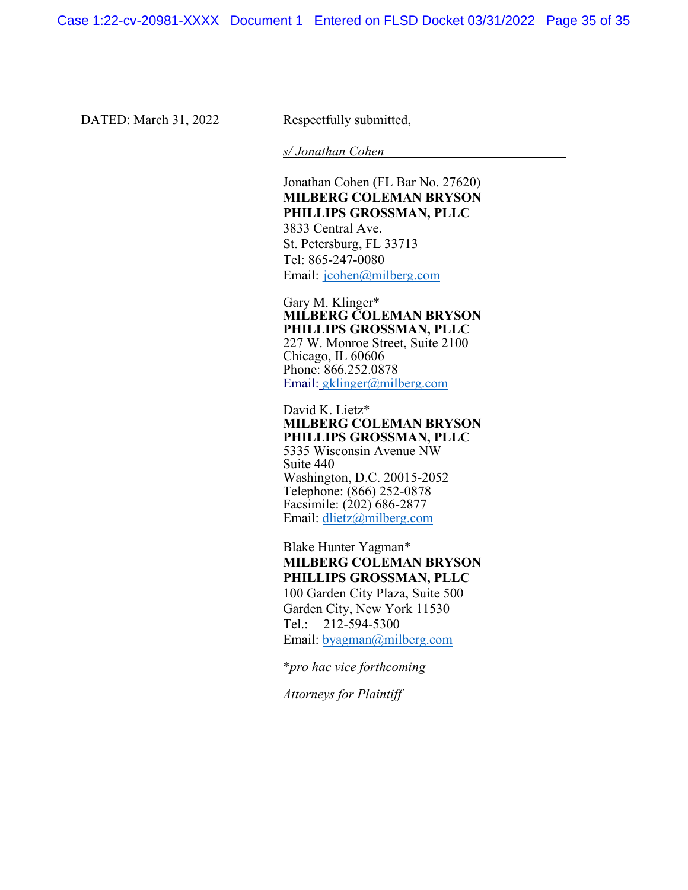DATED: March 31, 2022

Respectfully submitted,

*s/ Jonathan Cohen*

Jonathan Cohen (FL Bar No. 27620)
**MILBERG COLEMAN BRYSON PHILLIPS GROSSMAN, PLLC**
3833 Central Ave.
St. Petersburg, FL 33713
Tel: 865-247-0080
Email: jcohen@milberg.com

Gary M. Klinger*
**MILBERG COLEMAN BRYSON PHILLIPS GROSSMAN, PLLC**
227 W. Monroe Street, Suite 2100
Chicago, IL 60606
Phone: 866.252.0878
Email: gklinger@milberg.com

David K. Lietz*
**MILBERG COLEMAN BRYSON PHILLIPS GROSSMAN, PLLC**
5335 Wisconsin Avenue NW
Suite 440
Washington, D.C. 20015-2052
Telephone: (866) 252-0878
Facsimile: (202) 686-2877
Email: dlietz@milberg.com

Blake Hunter Yagman*
**MILBERG COLEMAN BRYSON PHILLIPS GROSSMAN, PLLC**
100 Garden City Plaza, Suite 500
Garden City, New York 11530
Tel.: 212-594-5300
Email: byagman@milberg.com

**pro hac vice forthcoming*

*Attorneys for Plaintiff*